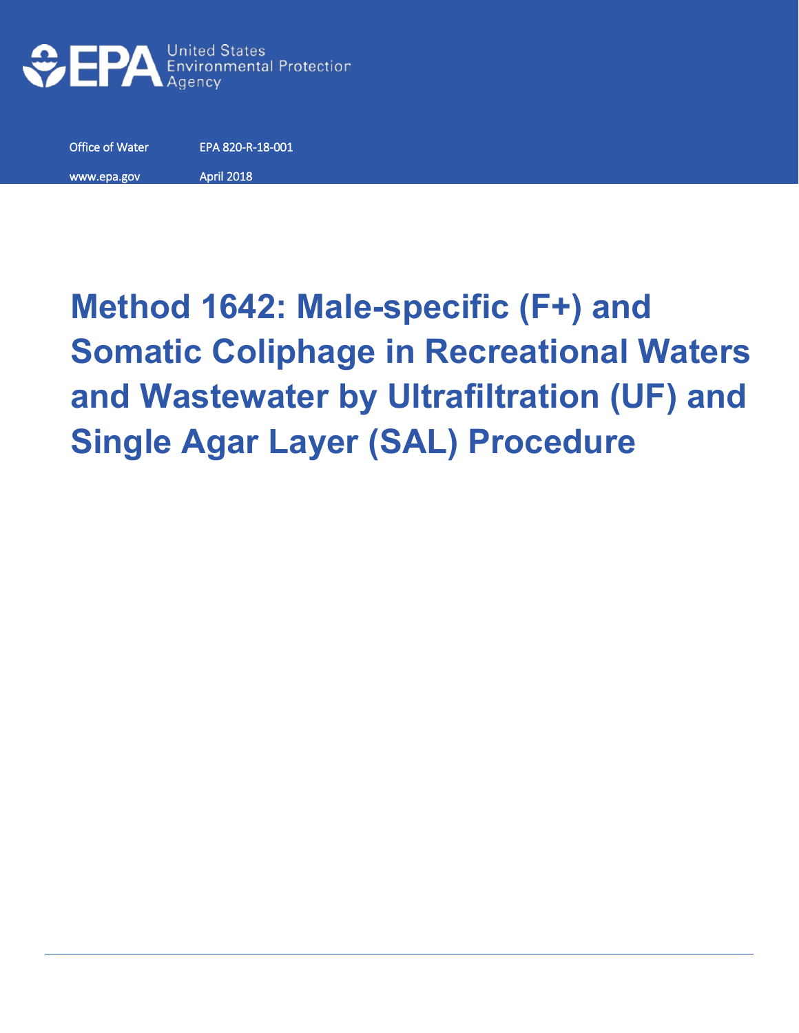United States Environmental Protection Agency

Office of Water EPA 820-R-18-001

www.epa.gov April 2018

# Method 1642: Male-specific (F+) and Somatic Coliphage in Recreational Waters and Wastewater by Ultrafiltration (UF) and Single Agar Layer (SAL) Procedure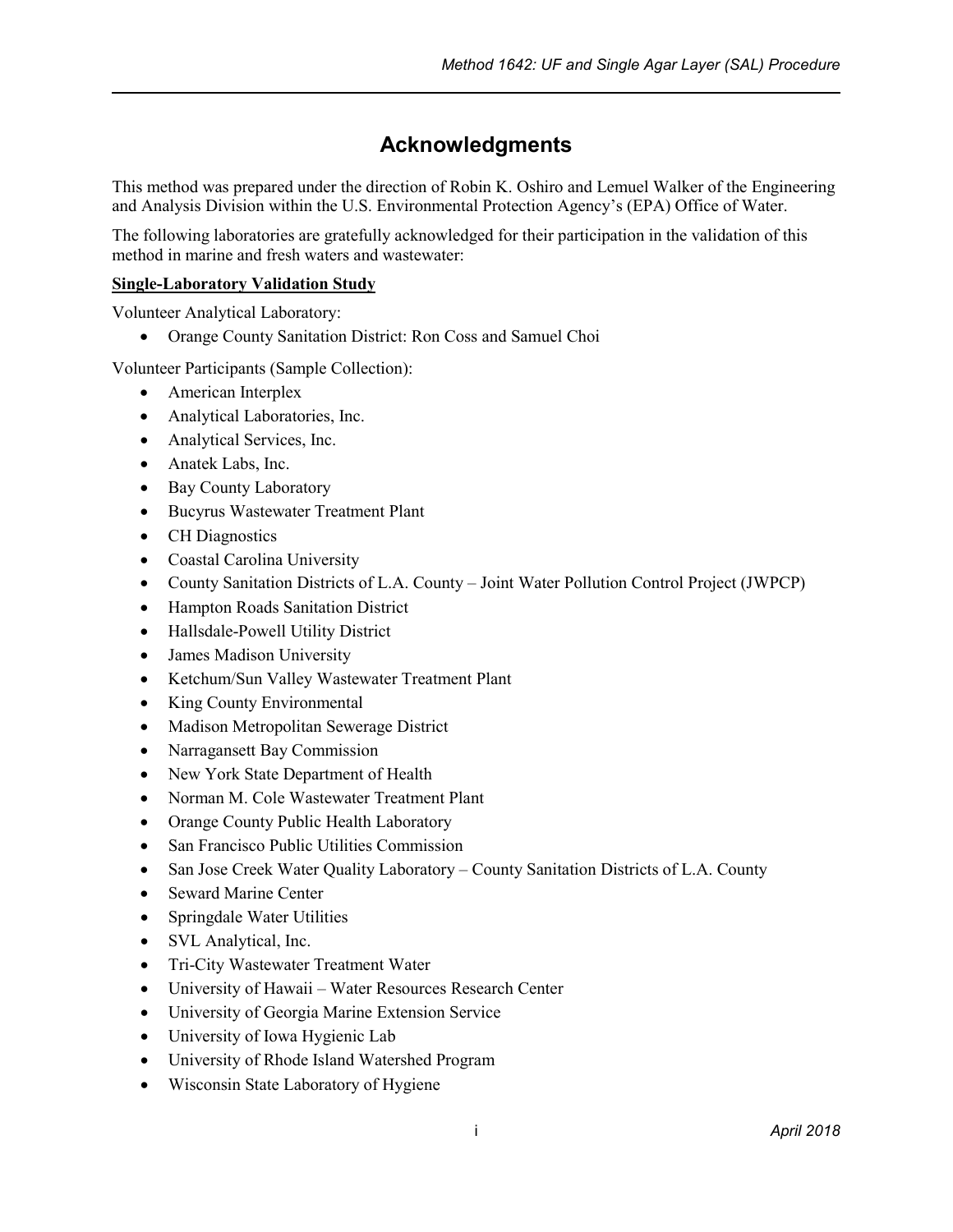# Acknowledgments

This method was prepared under the direction of Robin K. Oshiro and Lemuel Walker of the Engineering and Analysis Division within the U.S. Environmental Protection Agency's (EPA) Office of Water.

The following laboratories are gratefully acknowledged for their participation in the validation of this method in marine and fresh waters and wastewater:

**Single-Laboratory Validation Study**

Volunteer Analytical Laboratory:

- Orange County Sanitation District: Ron Coss and Samuel Choi

Volunteer Participants (Sample Collection):

- American Interplex
- Analytical Laboratories, Inc.
- Analytical Services, Inc.
- Anatek Labs, Inc.
- Bay County Laboratory
- Bucyrus Wastewater Treatment Plant
- CH Diagnostics
- Coastal Carolina University
- County Sanitation Districts of L.A. County – Joint Water Pollution Control Project (JWPCP)
- Hampton Roads Sanitation District
- Hallsdale-Powell Utility District
- James Madison University
- Ketchum/Sun Valley Wastewater Treatment Plant
- King County Environmental
- Madison Metropolitan Sewerage District
- Narragansett Bay Commission
- New York State Department of Health
- Norman M. Cole Wastewater Treatment Plant
- Orange County Public Health Laboratory
- San Francisco Public Utilities Commission
- San Jose Creek Water Quality Laboratory – County Sanitation Districts of L.A. County
- Seward Marine Center
- Springdale Water Utilities
- SVL Analytical, Inc.
- Tri-City Wastewater Treatment Water
- University of Hawaii – Water Resources Research Center
- University of Georgia Marine Extension Service
- University of Iowa Hygienic Lab
- University of Rhode Island Watershed Program
- Wisconsin State Laboratory of Hygiene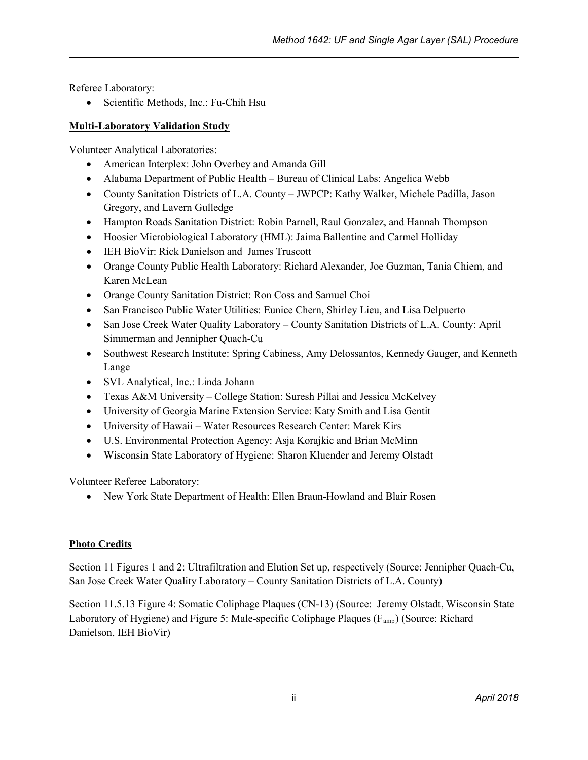Referee Laboratory:

- Scientific Methods, Inc.: Fu-Chih Hsu

**Multi-Laboratory Validation Study**

Volunteer Analytical Laboratories:

- American Interplex: John Overbey and Amanda Gill
- Alabama Department of Public Health – Bureau of Clinical Labs: Angelica Webb
- County Sanitation Districts of L.A. County – JWPCP: Kathy Walker, Michele Padilla, Jason Gregory, and Lavern Gulledge
- Hampton Roads Sanitation District: Robin Parnell, Raul Gonzalez, and Hannah Thompson
- Hoosier Microbiological Laboratory (HML): Jaima Ballentine and Carmel Holliday
- IEH BioVir: Rick Danielson and James Truscott
- Orange County Public Health Laboratory: Richard Alexander, Joe Guzman, Tania Chiem, and Karen McLean
- Orange County Sanitation District: Ron Coss and Samuel Choi
- San Francisco Public Water Utilities: Eunice Chern, Shirley Lieu, and Lisa Delpuerto
- San Jose Creek Water Quality Laboratory – County Sanitation Districts of L.A. County: April Simmerman and Jennipher Quach-Cu
- Southwest Research Institute: Spring Cabiness, Amy Delossantos, Kennedy Gauger, and Kenneth Lange
- SVL Analytical, Inc.: Linda Johann
- Texas A&M University – College Station: Suresh Pillai and Jessica McKelvey
- University of Georgia Marine Extension Service: Katy Smith and Lisa Gentit
- University of Hawaii – Water Resources Research Center: Marek Kirs
- U.S. Environmental Protection Agency: Asja Korajkic and Brian McMinn
- Wisconsin State Laboratory of Hygiene: Sharon Kluender and Jeremy Olstadt

Volunteer Referee Laboratory:

- New York State Department of Health: Ellen Braun-Howland and Blair Rosen

**Photo Credits**

Section 11 Figures 1 and 2: Ultrafiltration and Elution Set up, respectively (Source: Jennipher Quach-Cu, San Jose Creek Water Quality Laboratory – County Sanitation Districts of L.A. County)

Section 11.5.13 Figure 4: Somatic Coliphage Plaques (CN-13) (Source: Jeremy Olstadt, Wisconsin State Laboratory of Hygiene) and Figure 5: Male-specific Coliphage Plaques ($F_{amp}$) (Source: Richard Danielson, IEH BioVir)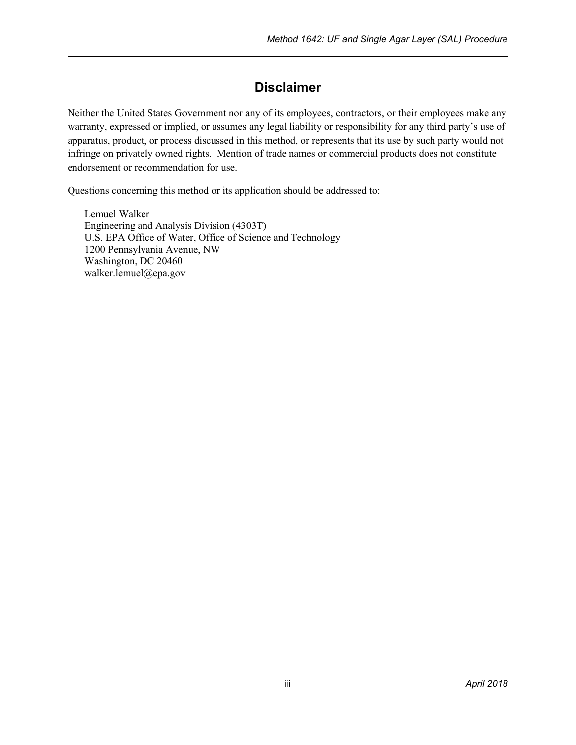# Disclaimer

Neither the United States Government nor any of its employees, contractors, or their employees make any warranty, expressed or implied, or assumes any legal liability or responsibility for any third party's use of apparatus, product, or process discussed in this method, or represents that its use by such party would not infringe on privately owned rights. Mention of trade names or commercial products does not constitute endorsement or recommendation for use.

Questions concerning this method or its application should be addressed to:

Lemuel Walker
Engineering and Analysis Division (4303T)
U.S. EPA Office of Water, Office of Science and Technology
1200 Pennsylvania Avenue, NW
Washington, DC 20460
walker.lemuel@epa.gov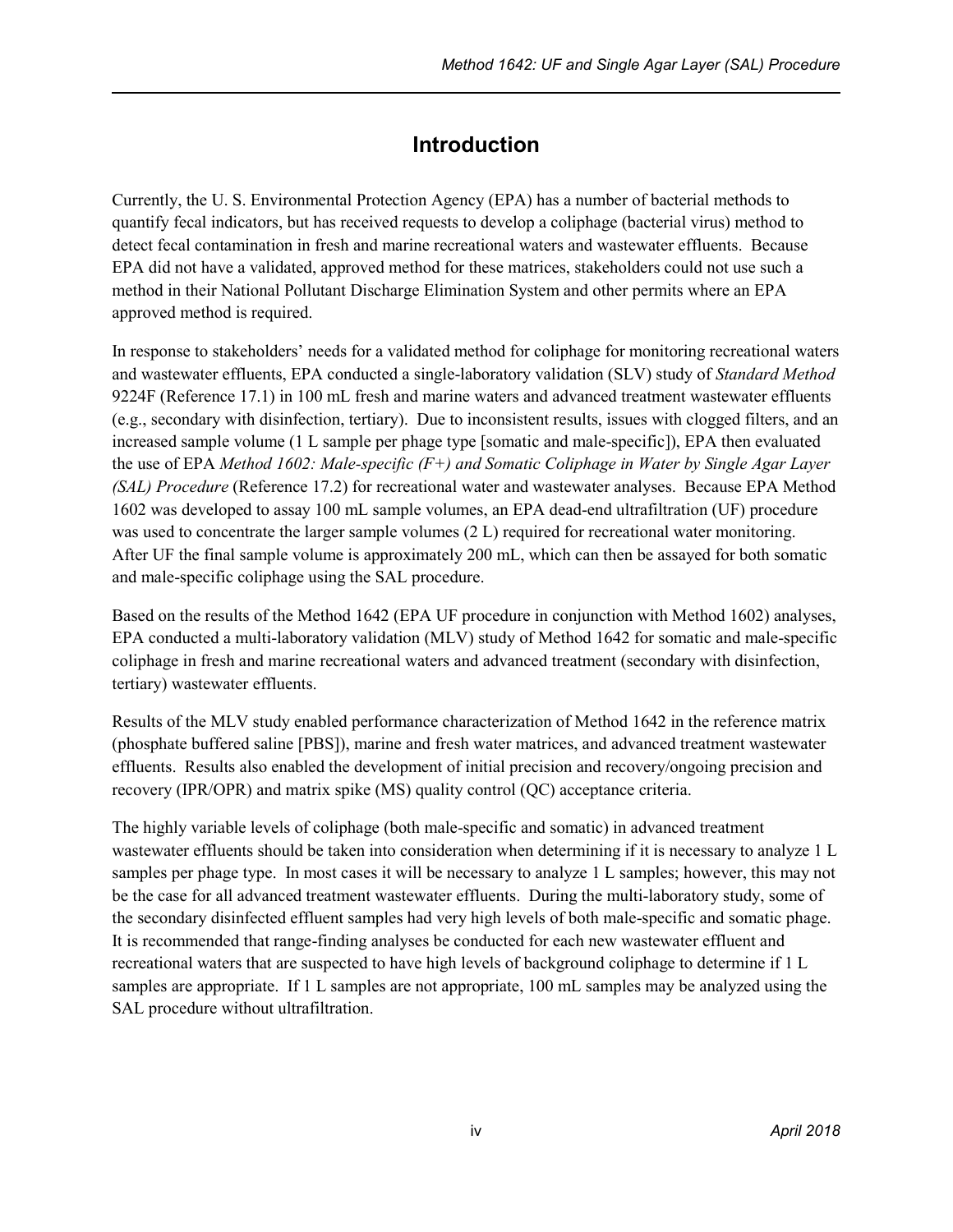# Introduction

Currently, the U. S. Environmental Protection Agency (EPA) has a number of bacterial methods to quantify fecal indicators, but has received requests to develop a coliphage (bacterial virus) method to detect fecal contamination in fresh and marine recreational waters and wastewater effluents. Because EPA did not have a validated, approved method for these matrices, stakeholders could not use such a method in their National Pollutant Discharge Elimination System and other permits where an EPA approved method is required.

In response to stakeholders' needs for a validated method for coliphage for monitoring recreational waters and wastewater effluents, EPA conducted a single-laboratory validation (SLV) study of *Standard Method* 9224F (Reference 17.1) in 100 mL fresh and marine waters and advanced treatment wastewater effluents (e.g., secondary with disinfection, tertiary). Due to inconsistent results, issues with clogged filters, and an increased sample volume (1 L sample per phage type [somatic and male-specific]), EPA then evaluated the use of EPA *Method 1602: Male-specific (F+) and Somatic Coliphage in Water by Single Agar Layer (SAL) Procedure* (Reference 17.2) for recreational water and wastewater analyses. Because EPA Method 1602 was developed to assay 100 mL sample volumes, an EPA dead-end ultrafiltration (UF) procedure was used to concentrate the larger sample volumes (2 L) required for recreational water monitoring. After UF the final sample volume is approximately 200 mL, which can then be assayed for both somatic and male-specific coliphage using the SAL procedure.

Based on the results of the Method 1642 (EPA UF procedure in conjunction with Method 1602) analyses, EPA conducted a multi-laboratory validation (MLV) study of Method 1642 for somatic and male-specific coliphage in fresh and marine recreational waters and advanced treatment (secondary with disinfection, tertiary) wastewater effluents.

Results of the MLV study enabled performance characterization of Method 1642 in the reference matrix (phosphate buffered saline [PBS]), marine and fresh water matrices, and advanced treatment wastewater effluents. Results also enabled the development of initial precision and recovery/ongoing precision and recovery (IPR/OPR) and matrix spike (MS) quality control (QC) acceptance criteria.

The highly variable levels of coliphage (both male-specific and somatic) in advanced treatment wastewater effluents should be taken into consideration when determining if it is necessary to analyze 1 L samples per phage type. In most cases it will be necessary to analyze 1 L samples; however, this may not be the case for all advanced treatment wastewater effluents. During the multi-laboratory study, some of the secondary disinfected effluent samples had very high levels of both male-specific and somatic phage. It is recommended that range-finding analyses be conducted for each new wastewater effluent and recreational waters that are suspected to have high levels of background coliphage to determine if 1 L samples are appropriate. If 1 L samples are not appropriate, 100 mL samples may be analyzed using the SAL procedure without ultrafiltration.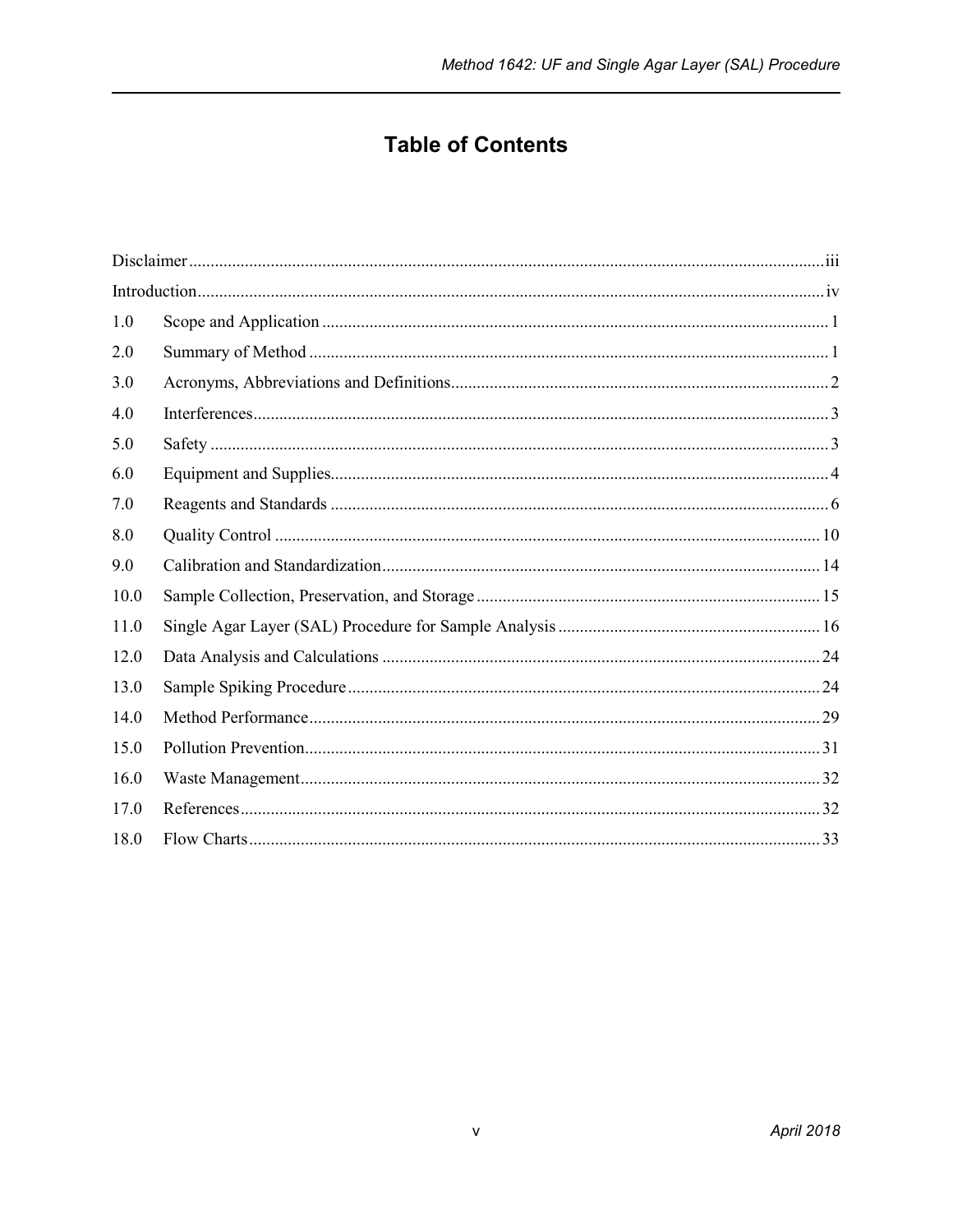# Table of Contents

| | | |
|---|---|---|
| Disclaimer | | iii |
| Introduction | | iv |
| 1.0 | Scope and Application | 1 |
| 2.0 | Summary of Method | 1 |
| 3.0 | Acronyms, Abbreviations and Definitions | 2 |
| 4.0 | Interferences | 3 |
| 5.0 | Safety | 3 |
| 6.0 | Equipment and Supplies | 4 |
| 7.0 | Reagents and Standards | 6 |
| 8.0 | Quality Control | 10 |
| 9.0 | Calibration and Standardization | 14 |
| 10.0 | Sample Collection, Preservation, and Storage | 15 |
| 11.0 | Single Agar Layer (SAL) Procedure for Sample Analysis | 16 |
| 12.0 | Data Analysis and Calculations | 24 |
| 13.0 | Sample Spiking Procedure | 24 |
| 14.0 | Method Performance | 29 |
| 15.0 | Pollution Prevention | 31 |
| 16.0 | Waste Management | 32 |
| 17.0 | References | 32 |
| 18.0 | Flow Charts | 33 |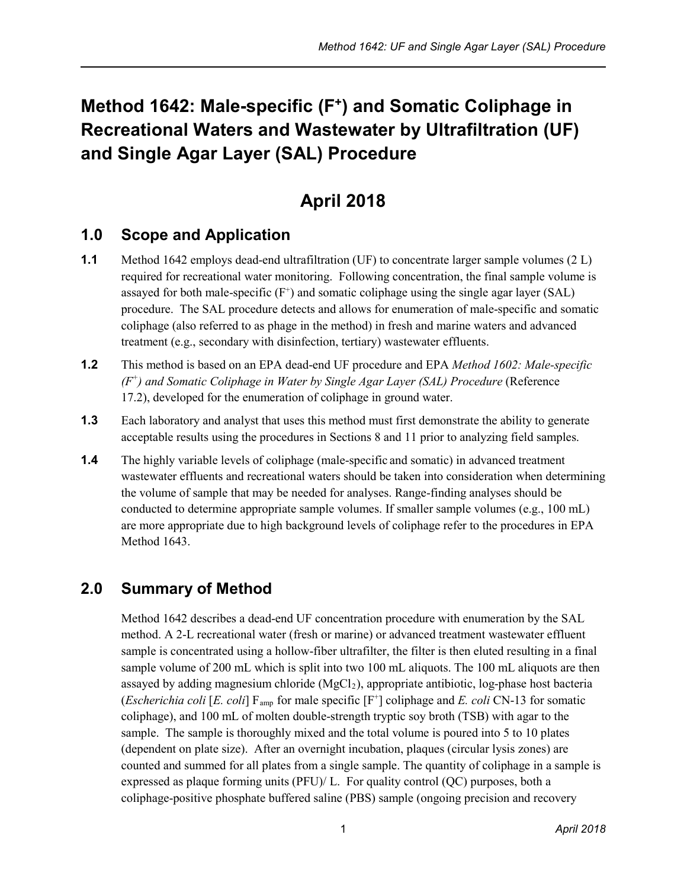# Method 1642: Male-specific ($F^+$) and Somatic Coliphage in Recreational Waters and Wastewater by Ultrafiltration (UF) and Single Agar Layer (SAL) Procedure

## April 2018

## 1.0 Scope and Application

**1.1** Method 1642 employs dead-end ultrafiltration (UF) to concentrate larger sample volumes (2 L) required for recreational water monitoring. Following concentration, the final sample volume is assayed for both male-specific ($F^+$) and somatic coliphage using the single agar layer (SAL) procedure. The SAL procedure detects and allows for enumeration of male-specific and somatic coliphage (also referred to as phage in the method) in fresh and marine waters and advanced treatment (e.g., secondary with disinfection, tertiary) wastewater effluents.

**1.2** This method is based on an EPA dead-end UF procedure and EPA *Method 1602: Male-specific ($F^+$) and Somatic Coliphage in Water by Single Agar Layer (SAL) Procedure* (Reference 17.2), developed for the enumeration of coliphage in ground water.

**1.3** Each laboratory and analyst that uses this method must first demonstrate the ability to generate acceptable results using the procedures in Sections 8 and 11 prior to analyzing field samples.

**1.4** The highly variable levels of coliphage (male-specific and somatic) in advanced treatment wastewater effluents and recreational waters should be taken into consideration when determining the volume of sample that may be needed for analyses. Range-finding analyses should be conducted to determine appropriate sample volumes. If smaller sample volumes (e.g., 100 mL) are more appropriate due to high background levels of coliphage refer to the procedures in EPA Method 1643.

## 2.0 Summary of Method

Method 1642 describes a dead-end UF concentration procedure with enumeration by the SAL method. A 2-L recreational water (fresh or marine) or advanced treatment wastewater effluent sample is concentrated using a hollow-fiber ultrafilter, the filter is then eluted resulting in a final sample volume of 200 mL which is split into two 100 mL aliquots. The 100 mL aliquots are then assayed by adding magnesium chloride ($MgCl_2$), appropriate antibiotic, log-phase host bacteria (*Escherichia coli* [*E. coli*] $F_{amp}$ for male specific [$F^+$] coliphage and *E. coli* CN-13 for somatic coliphage), and 100 mL of molten double-strength tryptic soy broth (TSB) with agar to the sample. The sample is thoroughly mixed and the total volume is poured into 5 to 10 plates (dependent on plate size). After an overnight incubation, plaques (circular lysis zones) are counted and summed for all plates from a single sample. The quantity of coliphage in a sample is expressed as plaque forming units (PFU)/ L. For quality control (QC) purposes, both a coliphage-positive phosphate buffered saline (PBS) sample (ongoing precision and recovery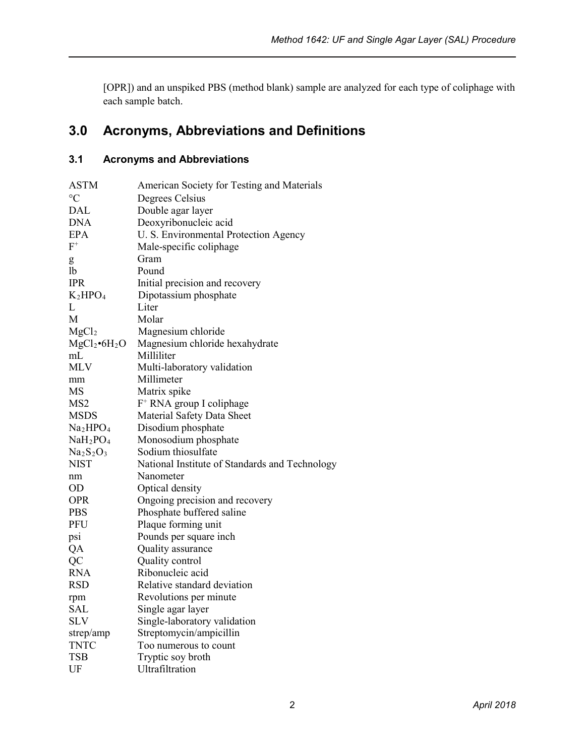[OPR]) and an unspiked PBS (method blank) sample are analyzed for each type of coliphage with each sample batch.

## 3.0 Acronyms, Abbreviations and Definitions

### 3.1 Acronyms and Abbreviations

| | |
|---|---|
| ASTM | American Society for Testing and Materials |
| °C | Degrees Celsius |
| DAL | Double agar layer |
| DNA | Deoxyribonucleic acid |
| EPA | U. S. Environmental Protection Agency |
| $F^+$ | Male-specific coliphage |
| g | Gram |
| lb | Pound |
| IPR | Initial precision and recovery |
| $K_2HPO_4$ | Dipotassium phosphate |
| L | Liter |
| M | Molar |
| $MgCl_2$ | Magnesium chloride |
| $MgCl_2 \cdot 6H_2O$ | Magnesium chloride hexahydrate |
| mL | Milliliter |
| MLV | Multi-laboratory validation |
| mm | Millimeter |
| MS | Matrix spike |
| MS2 | $F^+$ RNA group I coliphage |
| MSDS | Material Safety Data Sheet |
| $Na_2HPO_4$ | Disodium phosphate |
| $NaH_2PO_4$ | Monosodium phosphate |
| $Na_2S_2O_3$ | Sodium thiosulfate |
| NIST | National Institute of Standards and Technology |
| nm | Nanometer |
| OD | Optical density |
| OPR | Ongoing precision and recovery |
| PBS | Phosphate buffered saline |
| PFU | Plaque forming unit |
| psi | Pounds per square inch |
| QA | Quality assurance |
| QC | Quality control |
| RNA | Ribonucleic acid |
| RSD | Relative standard deviation |
| rpm | Revolutions per minute |
| SAL | Single agar layer |
| SLV | Single-laboratory validation |
| strep/amp | Streptomycin/ampicillin |
| TNTC | Too numerous to count |
| TSB | Tryptic soy broth |
| UF | Ultrafiltration |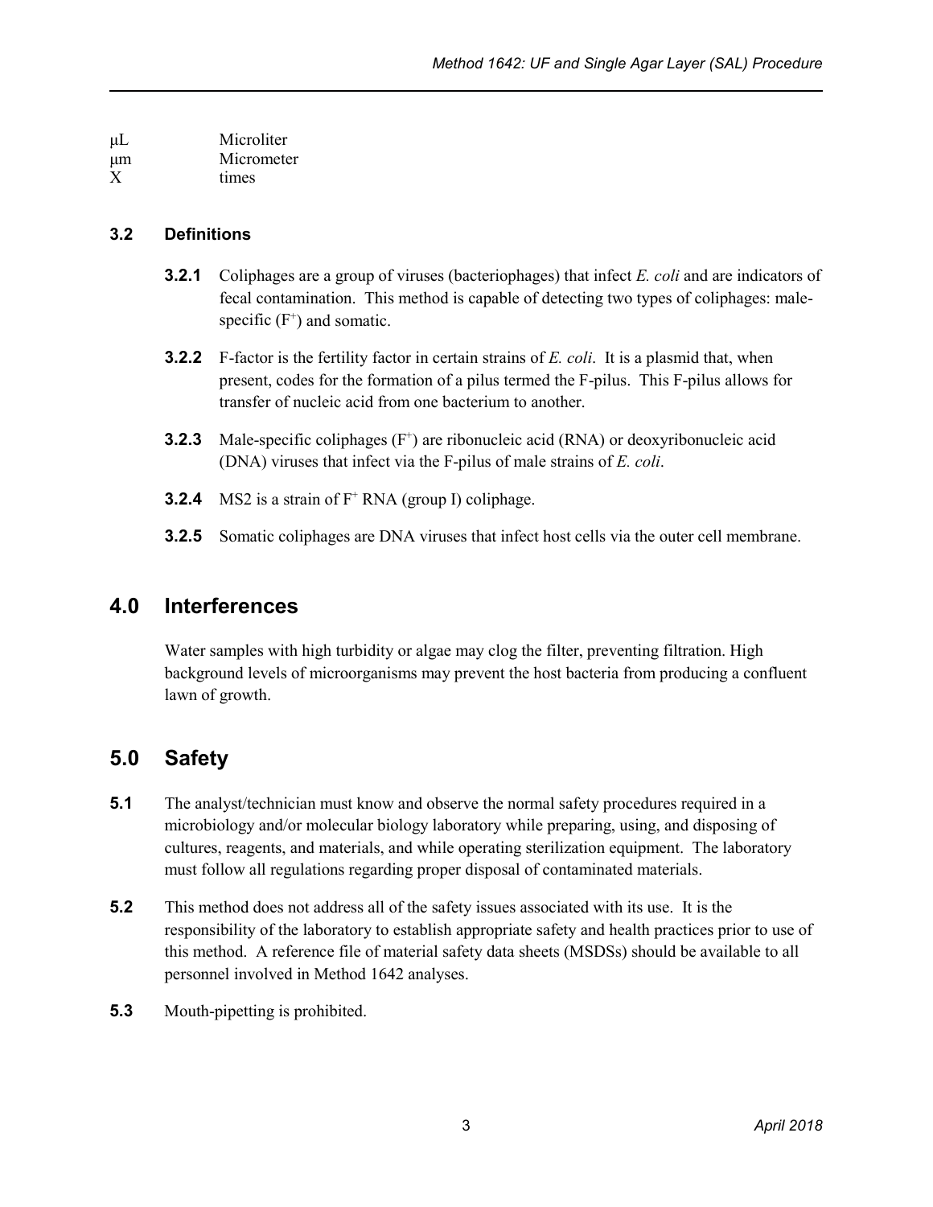| | |
|---|---|
| μL | Microliter |
| μm | Micrometer |
| X | times |

### 3.2 Definitions

**3.2.1** Coliphages are a group of viruses (bacteriophages) that infect *E. coli* and are indicators of fecal contamination. This method is capable of detecting two types of coliphages: male-specific ($F^+$) and somatic.

**3.2.2** F-factor is the fertility factor in certain strains of *E. coli*. It is a plasmid that, when present, codes for the formation of a pilus termed the F-pilus. This F-pilus allows for transfer of nucleic acid from one bacterium to another.

**3.2.3** Male-specific coliphages ($F^+$) are ribonucleic acid (RNA) or deoxyribonucleic acid (DNA) viruses that infect via the F-pilus of male strains of *E. coli*.

**3.2.4** MS2 is a strain of $F^+$ RNA (group I) coliphage.

**3.2.5** Somatic coliphages are DNA viruses that infect host cells via the outer cell membrane.

## 4.0 Interferences

Water samples with high turbidity or algae may clog the filter, preventing filtration. High background levels of microorganisms may prevent the host bacteria from producing a confluent lawn of growth.

## 5.0 Safety

**5.1** The analyst/technician must know and observe the normal safety procedures required in a microbiology and/or molecular biology laboratory while preparing, using, and disposing of cultures, reagents, and materials, and while operating sterilization equipment. The laboratory must follow all regulations regarding proper disposal of contaminated materials.

**5.2** This method does not address all of the safety issues associated with its use. It is the responsibility of the laboratory to establish appropriate safety and health practices prior to use of this method. A reference file of material safety data sheets (MSDSs) should be available to all personnel involved in Method 1642 analyses.

**5.3** Mouth-pipetting is prohibited.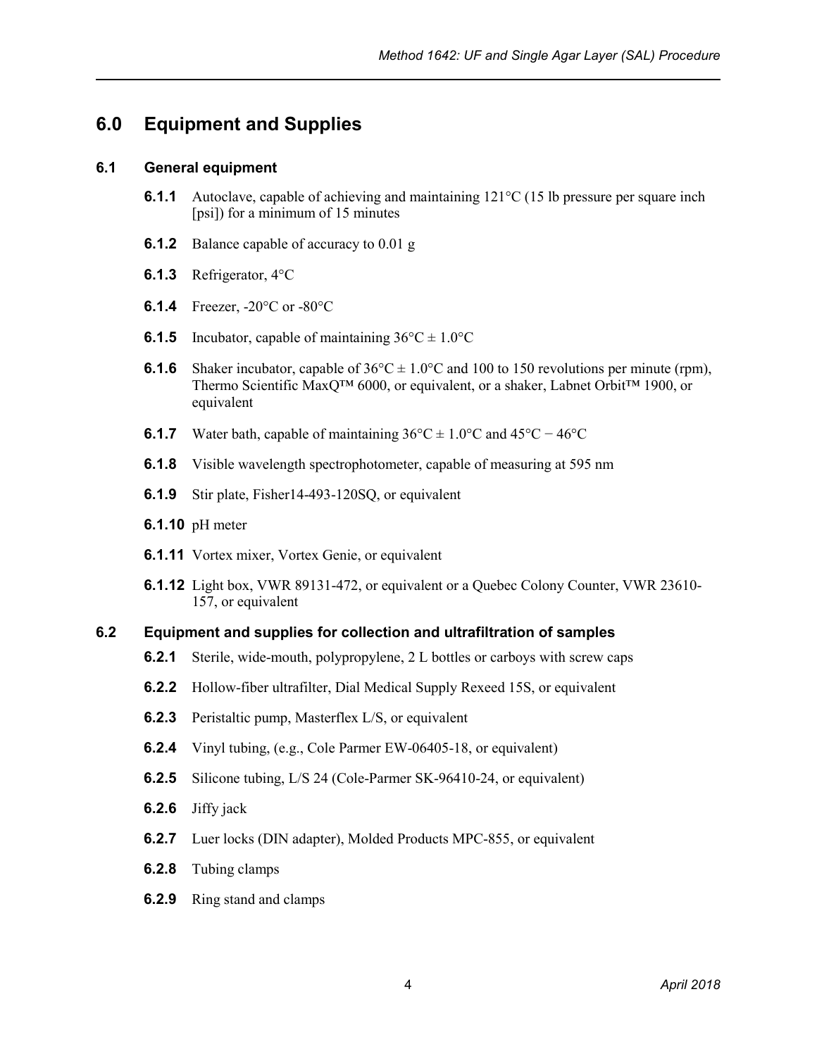## 6.0 Equipment and Supplies

### 6.1 General equipment

**6.1.1** Autoclave, capable of achieving and maintaining 121°C (15 lb pressure per square inch [psi]) for a minimum of 15 minutes

**6.1.2** Balance capable of accuracy to 0.01 g

**6.1.3** Refrigerator, 4°C

**6.1.4** Freezer, -20°C or -80°C

**6.1.5** Incubator, capable of maintaining 36°C ± 1.0°C

**6.1.6** Shaker incubator, capable of 36°C ± 1.0°C and 100 to 150 revolutions per minute (rpm), Thermo Scientific MaxQ™ 6000, or equivalent, or a shaker, Labnet Orbit™ 1900, or equivalent

**6.1.7** Water bath, capable of maintaining 36°C ± 1.0°C and 45°C − 46°C

**6.1.8** Visible wavelength spectrophotometer, capable of measuring at 595 nm

**6.1.9** Stir plate, Fisher14-493-120SQ, or equivalent

**6.1.10** pH meter

**6.1.11** Vortex mixer, Vortex Genie, or equivalent

**6.1.12** Light box, VWR 89131-472, or equivalent or a Quebec Colony Counter, VWR 23610-157, or equivalent

### 6.2 Equipment and supplies for collection and ultrafiltration of samples

**6.2.1** Sterile, wide-mouth, polypropylene, 2 L bottles or carboys with screw caps

**6.2.2** Hollow-fiber ultrafilter, Dial Medical Supply Rexeed 15S, or equivalent

**6.2.3** Peristaltic pump, Masterflex L/S, or equivalent

**6.2.4** Vinyl tubing, (e.g., Cole Parmer EW-06405-18, or equivalent)

**6.2.5** Silicone tubing, L/S 24 (Cole-Parmer SK-96410-24, or equivalent)

**6.2.6** Jiffy jack

**6.2.7** Luer locks (DIN adapter), Molded Products MPC-855, or equivalent

**6.2.8** Tubing clamps

**6.2.9** Ring stand and clamps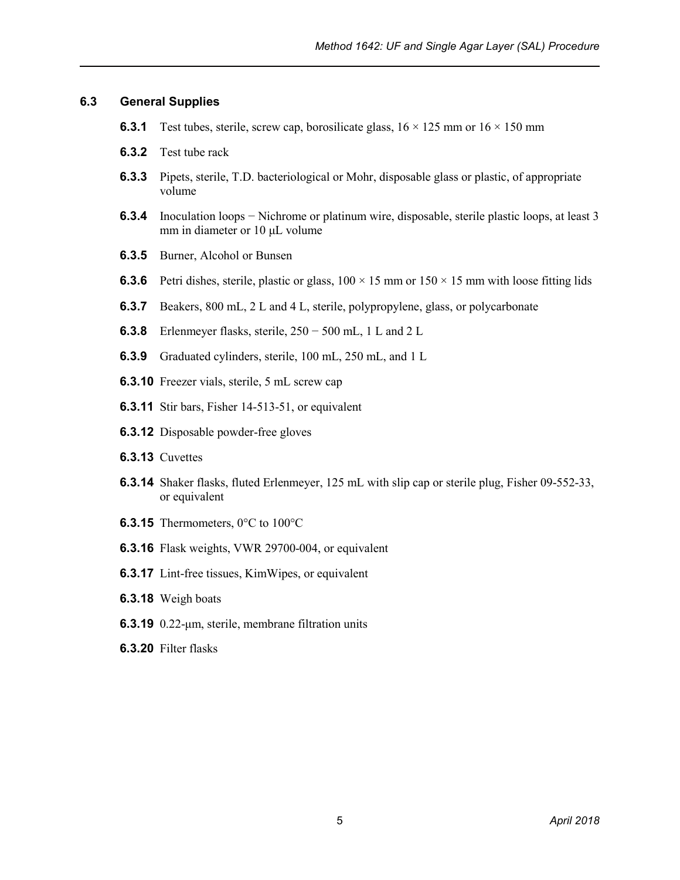### 6.3 General Supplies

**6.3.1** Test tubes, sterile, screw cap, borosilicate glass, 16 × 125 mm or 16 × 150 mm

**6.3.2** Test tube rack

**6.3.3** Pipets, sterile, T.D. bacteriological or Mohr, disposable glass or plastic, of appropriate volume

**6.3.4** Inoculation loops − Nichrome or platinum wire, disposable, sterile plastic loops, at least 3 mm in diameter or 10 µL volume

**6.3.5** Burner, Alcohol or Bunsen

**6.3.6** Petri dishes, sterile, plastic or glass, 100 × 15 mm or 150 × 15 mm with loose fitting lids

**6.3.7** Beakers, 800 mL, 2 L and 4 L, sterile, polypropylene, glass, or polycarbonate

**6.3.8** Erlenmeyer flasks, sterile, 250 − 500 mL, 1 L and 2 L

**6.3.9** Graduated cylinders, sterile, 100 mL, 250 mL, and 1 L

**6.3.10** Freezer vials, sterile, 5 mL screw cap

**6.3.11** Stir bars, Fisher 14-513-51, or equivalent

**6.3.12** Disposable powder-free gloves

**6.3.13** Cuvettes

**6.3.14** Shaker flasks, fluted Erlenmeyer, 125 mL with slip cap or sterile plug, Fisher 09-552-33, or equivalent

**6.3.15** Thermometers, 0°C to 100°C

**6.3.16** Flask weights, VWR 29700-004, or equivalent

**6.3.17** Lint-free tissues, KimWipes, or equivalent

**6.3.18** Weigh boats

**6.3.19** 0.22-µm, sterile, membrane filtration units

**6.3.20** Filter flasks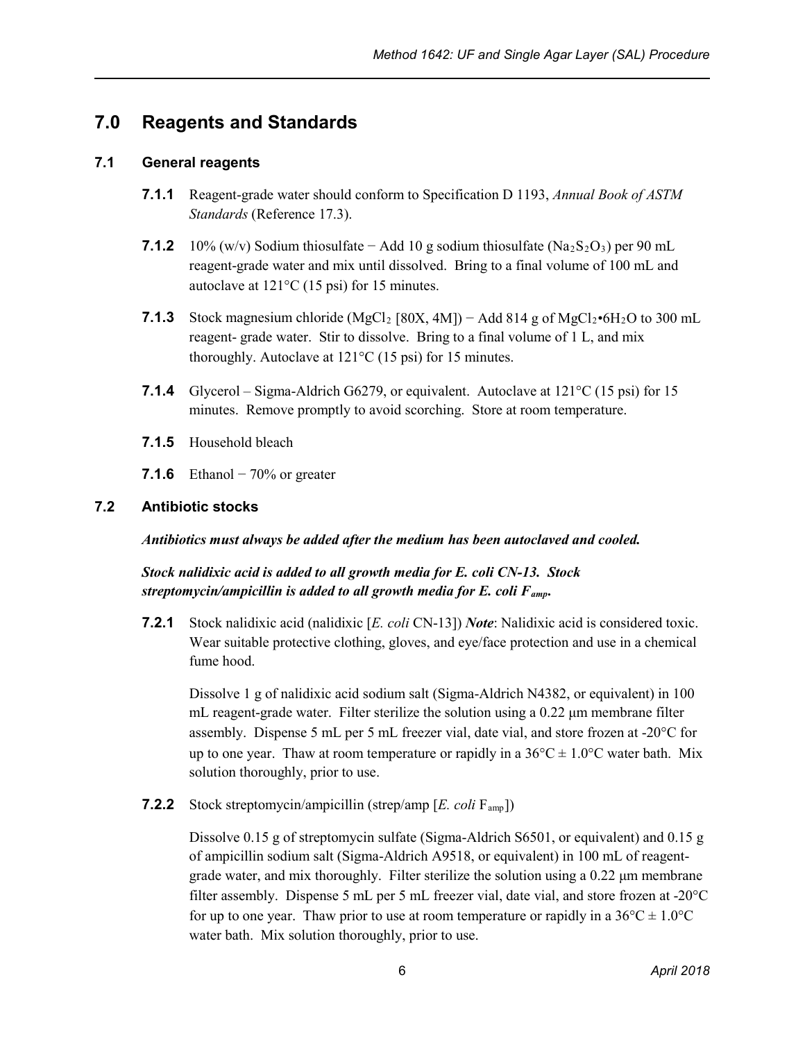## 7.0 Reagents and Standards

### 7.1 General reagents

**7.1.1** Reagent-grade water should conform to Specification D 1193, *Annual Book of ASTM Standards* (Reference 17.3).

**7.1.2** 10% (w/v) Sodium thiosulfate − Add 10 g sodium thiosulfate ($Na_2S_2O_3$) per 90 mL reagent-grade water and mix until dissolved. Bring to a final volume of 100 mL and autoclave at 121°C (15 psi) for 15 minutes.

**7.1.3** Stock magnesium chloride ($MgCl_2$ [80X, 4M]) − Add 814 g of $MgCl_2 \cdot 6H_2O$ to 300 mL reagent- grade water. Stir to dissolve. Bring to a final volume of 1 L, and mix thoroughly. Autoclave at 121°C (15 psi) for 15 minutes.

**7.1.4** Glycerol – Sigma-Aldrich G6279, or equivalent. Autoclave at 121°C (15 psi) for 15 minutes. Remove promptly to avoid scorching. Store at room temperature.

**7.1.5** Household bleach

**7.1.6** Ethanol − 70% or greater

### 7.2 Antibiotic stocks

***Antibiotics must always be added after the medium has been autoclaved and cooled.***

***Stock nalidixic acid is added to all growth media for E. coli CN-13. Stock streptomycin/ampicillin is added to all growth media for E. coli $F_{amp}$.***

**7.2.1** Stock nalidixic acid (nalidixic [*E. coli* CN-13]) ***Note***: Nalidixic acid is considered toxic. Wear suitable protective clothing, gloves, and eye/face protection and use in a chemical fume hood.

Dissolve 1 g of nalidixic acid sodium salt (Sigma-Aldrich N4382, or equivalent) in 100 mL reagent-grade water. Filter sterilize the solution using a 0.22 µm membrane filter assembly. Dispense 5 mL per 5 mL freezer vial, date vial, and store frozen at -20°C for up to one year. Thaw at room temperature or rapidly in a 36°C ± 1.0°C water bath. Mix solution thoroughly, prior to use.

**7.2.2** Stock streptomycin/ampicillin (strep/amp [*E. coli* $F_{amp}$])

Dissolve 0.15 g of streptomycin sulfate (Sigma-Aldrich S6501, or equivalent) and 0.15 g of ampicillin sodium salt (Sigma-Aldrich A9518, or equivalent) in 100 mL of reagent-grade water, and mix thoroughly. Filter sterilize the solution using a 0.22 µm membrane filter assembly. Dispense 5 mL per 5 mL freezer vial, date vial, and store frozen at -20°C for up to one year. Thaw prior to use at room temperature or rapidly in a 36°C ± 1.0°C water bath. Mix solution thoroughly, prior to use.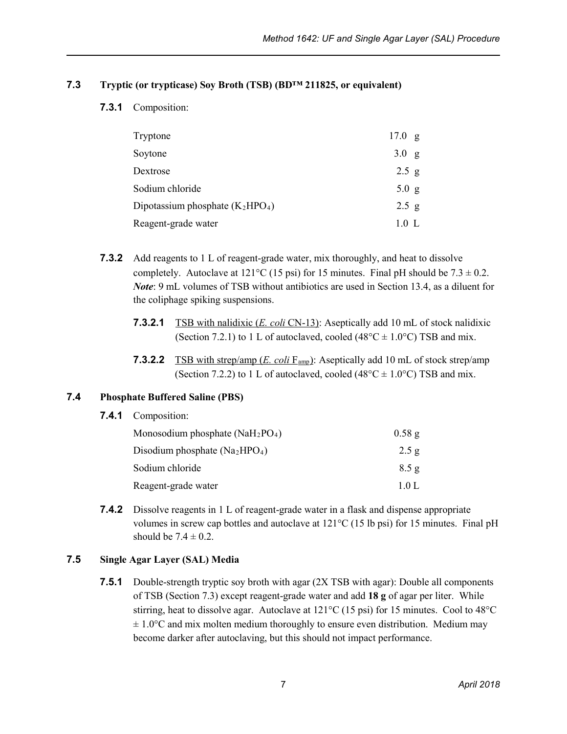### 7.3 Tryptic (or trypticase) Soy Broth (TSB) (BD™ 211825, or equivalent)

**7.3.1** Composition:

| | |
|---|---|
| Tryptone | 17.0 g |
| Soytone | 3.0 g |
| Dextrose | 2.5 g |
| Sodium chloride | 5.0 g |
| Dipotassium phosphate ($K_2HPO_4$) | 2.5 g |
| Reagent-grade water | 1.0 L |

**7.3.2** Add reagents to 1 L of reagent-grade water, mix thoroughly, and heat to dissolve completely. Autoclave at 121°C (15 psi) for 15 minutes. Final pH should be 7.3 ± 0.2. ***Note***: 9 mL volumes of TSB without antibiotics are used in Section 13.4, as a diluent for the coliphage spiking suspensions.

**7.3.2.1** TSB with nalidixic (*E. coli* CN-13): Aseptically add 10 mL of stock nalidixic (Section 7.2.1) to 1 L of autoclaved, cooled (48°C ± 1.0°C) TSB and mix.

**7.3.2.2** TSB with strep/amp (*E. coli* $F_{amp}$): Aseptically add 10 mL of stock strep/amp (Section 7.2.2) to 1 L of autoclaved, cooled (48°C ± 1.0°C) TSB and mix.

### 7.4 Phosphate Buffered Saline (PBS)

**7.4.1** Composition:

| | |
|---|---|
| Monosodium phosphate ($NaH_2PO_4$) | 0.58 g |
| Disodium phosphate ($Na_2HPO_4$) | 2.5 g |
| Sodium chloride | 8.5 g |
| Reagent-grade water | 1.0 L |

**7.4.2** Dissolve reagents in 1 L of reagent-grade water in a flask and dispense appropriate volumes in screw cap bottles and autoclave at 121°C (15 lb psi) for 15 minutes. Final pH should be 7.4 ± 0.2.

### 7.5 Single Agar Layer (SAL) Media

**7.5.1** Double-strength tryptic soy broth with agar (2X TSB with agar): Double all components of TSB (Section 7.3) except reagent-grade water and add **18 g** of agar per liter. While stirring, heat to dissolve agar. Autoclave at 121°C (15 psi) for 15 minutes. Cool to 48°C ± 1.0°C and mix molten medium thoroughly to ensure even distribution. Medium may become darker after autoclaving, but this should not impact performance.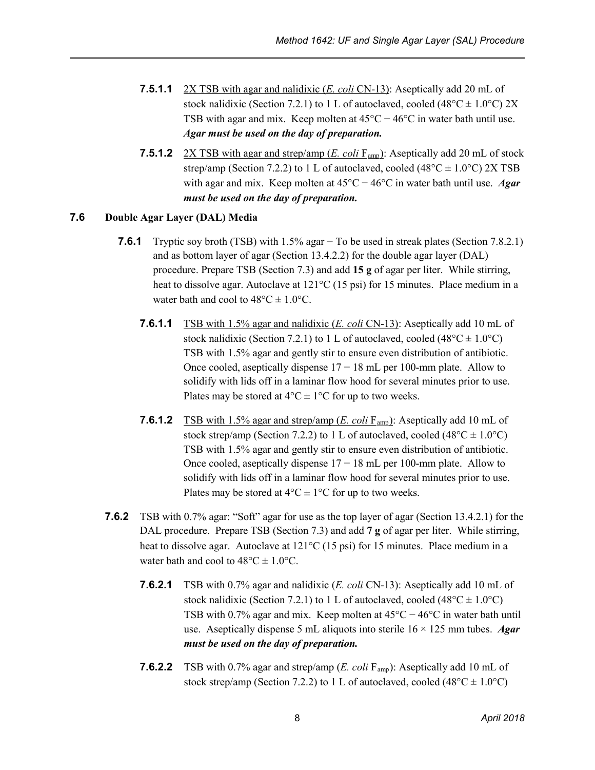**7.5.1.1** <u>2X TSB with agar and nalidixic (*E. coli* CN-13)</u>: Aseptically add 20 mL of stock nalidixic (Section 7.2.1) to 1 L of autoclaved, cooled (48°C ± 1.0°C) 2X TSB with agar and mix. Keep molten at 45°C − 46°C in water bath until use. ***Agar must be used on the day of preparation.***

**7.5.1.2** <u>2X TSB with agar and strep/amp (*E. coli* $F_{amp}$)</u>: Aseptically add 20 mL of stock strep/amp (Section 7.2.2) to 1 L of autoclaved, cooled (48°C ± 1.0°C) 2X TSB with agar and mix. Keep molten at 45°C − 46°C in water bath until use. ***Agar must be used on the day of preparation.***

## 7.6 Double Agar Layer (DAL) Media

**7.6.1** Tryptic soy broth (TSB) with 1.5% agar − To be used in streak plates (Section 7.8.2.1) and as bottom layer of agar (Section 13.4.2.2) for the double agar layer (DAL) procedure. Prepare TSB (Section 7.3) and add **15 g** of agar per liter. While stirring, heat to dissolve agar. Autoclave at 121°C (15 psi) for 15 minutes. Place medium in a water bath and cool to 48°C ± 1.0°C.

**7.6.1.1** <u>TSB with 1.5% agar and nalidixic (*E. coli* CN-13)</u>: Aseptically add 10 mL of stock nalidixic (Section 7.2.1) to 1 L of autoclaved, cooled (48°C ± 1.0°C) TSB with 1.5% agar and gently stir to ensure even distribution of antibiotic. Once cooled, aseptically dispense 17 − 18 mL per 100-mm plate. Allow to solidify with lids off in a laminar flow hood for several minutes prior to use. Plates may be stored at 4°C ± 1°C for up to two weeks.

**7.6.1.2** <u>TSB with 1.5% agar and strep/amp (*E. coli* $F_{amp}$)</u>: Aseptically add 10 mL of stock strep/amp (Section 7.2.2) to 1 L of autoclaved, cooled (48°C ± 1.0°C) TSB with 1.5% agar and gently stir to ensure even distribution of antibiotic. Once cooled, aseptically dispense 17 − 18 mL per 100-mm plate. Allow to solidify with lids off in a laminar flow hood for several minutes prior to use. Plates may be stored at 4°C ± 1°C for up to two weeks.

**7.6.2** TSB with 0.7% agar: "Soft" agar for use as the top layer of agar (Section 13.4.2.1) for the DAL procedure. Prepare TSB (Section 7.3) and add **7 g** of agar per liter. While stirring, heat to dissolve agar. Autoclave at 121°C (15 psi) for 15 minutes. Place medium in a water bath and cool to 48°C ± 1.0°C.

**7.6.2.1** TSB with 0.7% agar and nalidixic (*E. coli* CN-13): Aseptically add 10 mL of stock nalidixic (Section 7.2.1) to 1 L of autoclaved, cooled (48°C ± 1.0°C) TSB with 0.7% agar and mix. Keep molten at 45°C − 46°C in water bath until use. Aseptically dispense 5 mL aliquots into sterile 16 × 125 mm tubes. ***Agar must be used on the day of preparation.***

**7.6.2.2** TSB with 0.7% agar and strep/amp (*E. coli* $F_{amp}$): Aseptically add 10 mL of stock strep/amp (Section 7.2.2) to 1 L of autoclaved, cooled (48°C ± 1.0°C)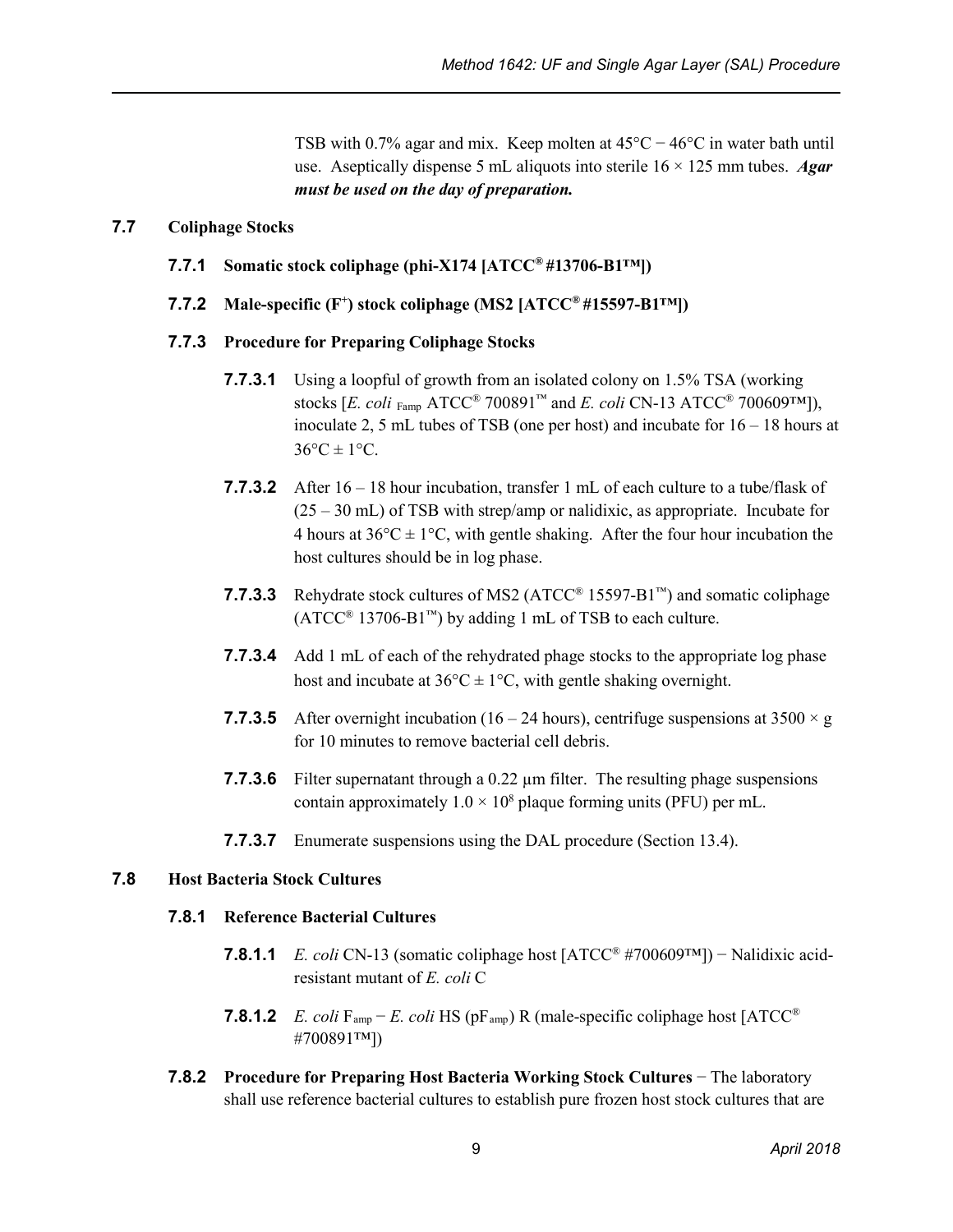TSB with 0.7% agar and mix. Keep molten at 45°C − 46°C in water bath until use. Aseptically dispense 5 mL aliquots into sterile 16 × 125 mm tubes. ***Agar must be used on the day of preparation.***

## 7.7 Coliphage Stocks

### 7.7.1 Somatic stock coliphage (phi-X174 [ATCC® #13706-B1™])

### 7.7.2 Male-specific ($F^+$) stock coliphage (MS2 [ATCC® #15597-B1™])

### 7.7.3 Procedure for Preparing Coliphage Stocks

**7.7.3.1** Using a loopful of growth from an isolated colony on 1.5% TSA (working stocks [*E. coli* $_{\text{Famp}}$ ATCC® 700891™ and *E. coli* CN-13 ATCC® 700609™]), inoculate 2, 5 mL tubes of TSB (one per host) and incubate for 16 – 18 hours at 36°C ± 1°C.

**7.7.3.2** After 16 – 18 hour incubation, transfer 1 mL of each culture to a tube/flask of (25 – 30 mL) of TSB with strep/amp or nalidixic, as appropriate. Incubate for 4 hours at 36°C ± 1°C, with gentle shaking. After the four hour incubation the host cultures should be in log phase.

**7.7.3.3** Rehydrate stock cultures of MS2 (ATCC® 15597-B1™) and somatic coliphage (ATCC® 13706-B1™) by adding 1 mL of TSB to each culture.

**7.7.3.4** Add 1 mL of each of the rehydrated phage stocks to the appropriate log phase host and incubate at 36°C ± 1°C, with gentle shaking overnight.

**7.7.3.5** After overnight incubation (16 – 24 hours), centrifuge suspensions at 3500 × g for 10 minutes to remove bacterial cell debris.

**7.7.3.6** Filter supernatant through a 0.22 µm filter. The resulting phage suspensions contain approximately $1.0 \times 10^8$ plaque forming units (PFU) per mL.

**7.7.3.7** Enumerate suspensions using the DAL procedure (Section 13.4).

## 7.8 Host Bacteria Stock Cultures

### 7.8.1 Reference Bacterial Cultures

**7.8.1.1** *E. coli* CN-13 (somatic coliphage host [ATCC® #700609™]) − Nalidixic acid-resistant mutant of *E. coli* C

**7.8.1.2** *E. coli* $F_{amp}$ − *E. coli* HS ($pF_{amp}$) R (male-specific coliphage host [ATCC® #700891™])

**7.8.2 Procedure for Preparing Host Bacteria Working Stock Cultures** − The laboratory shall use reference bacterial cultures to establish pure frozen host stock cultures that are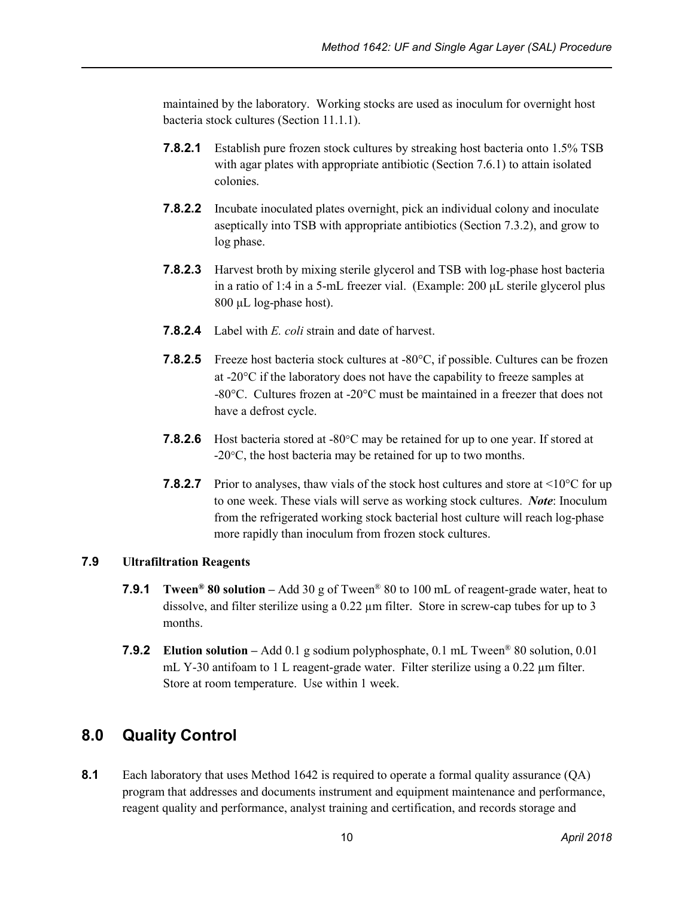maintained by the laboratory. Working stocks are used as inoculum for overnight host bacteria stock cultures (Section 11.1.1).

**7.8.2.1** Establish pure frozen stock cultures by streaking host bacteria onto 1.5% TSB with agar plates with appropriate antibiotic (Section 7.6.1) to attain isolated colonies.

**7.8.2.2** Incubate inoculated plates overnight, pick an individual colony and inoculate aseptically into TSB with appropriate antibiotics (Section 7.3.2), and grow to log phase.

**7.8.2.3** Harvest broth by mixing sterile glycerol and TSB with log-phase host bacteria in a ratio of 1:4 in a 5-mL freezer vial. (Example: 200 µL sterile glycerol plus 800 µL log-phase host).

**7.8.2.4** Label with *E. coli* strain and date of harvest.

**7.8.2.5** Freeze host bacteria stock cultures at -80°C, if possible. Cultures can be frozen at -20°C if the laboratory does not have the capability to freeze samples at -80°C. Cultures frozen at -20°C must be maintained in a freezer that does not have a defrost cycle.

**7.8.2.6** Host bacteria stored at -80°C may be retained for up to one year. If stored at -20°C, the host bacteria may be retained for up to two months.

**7.8.2.7** Prior to analyses, thaw vials of the stock host cultures and store at <10°C for up to one week. These vials will serve as working stock cultures. ***Note***: Inoculum from the refrigerated working stock bacterial host culture will reach log-phase more rapidly than inoculum from frozen stock cultures.

### 7.9 Ultrafiltration Reagents

**7.9.1** **Tween® 80 solution –** Add 30 g of Tween® 80 to 100 mL of reagent-grade water, heat to dissolve, and filter sterilize using a 0.22 µm filter. Store in screw-cap tubes for up to 3 months.

**7.9.2** **Elution solution –** Add 0.1 g sodium polyphosphate, 0.1 mL Tween® 80 solution, 0.01 mL Y-30 antifoam to 1 L reagent-grade water. Filter sterilize using a 0.22 µm filter. Store at room temperature. Use within 1 week.

## 8.0 Quality Control

**8.1** Each laboratory that uses Method 1642 is required to operate a formal quality assurance (QA) program that addresses and documents instrument and equipment maintenance and performance, reagent quality and performance, analyst training and certification, and records storage and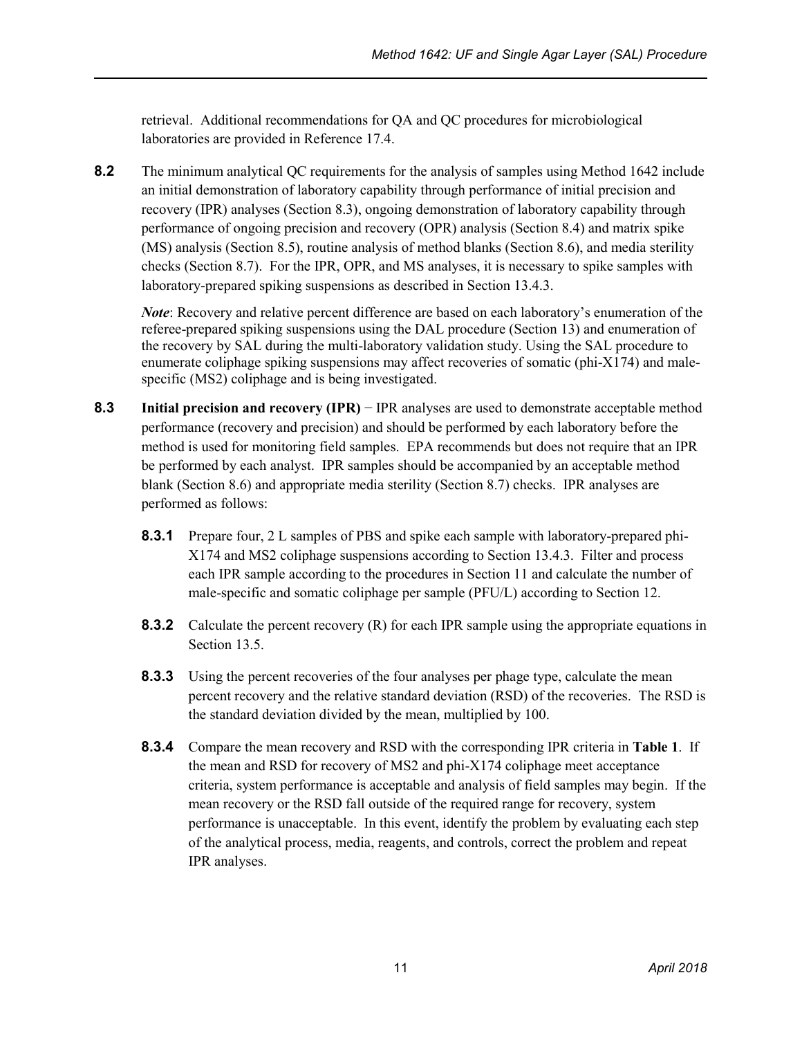retrieval. Additional recommendations for QA and QC procedures for microbiological laboratories are provided in Reference 17.4.

**8.2** The minimum analytical QC requirements for the analysis of samples using Method 1642 include an initial demonstration of laboratory capability through performance of initial precision and recovery (IPR) analyses (Section 8.3), ongoing demonstration of laboratory capability through performance of ongoing precision and recovery (OPR) analysis (Section 8.4) and matrix spike (MS) analysis (Section 8.5), routine analysis of method blanks (Section 8.6), and media sterility checks (Section 8.7). For the IPR, OPR, and MS analyses, it is necessary to spike samples with laboratory-prepared spiking suspensions as described in Section 13.4.3.

*Note*: Recovery and relative percent difference are based on each laboratory's enumeration of the referee-prepared spiking suspensions using the DAL procedure (Section 13) and enumeration of the recovery by SAL during the multi-laboratory validation study. Using the SAL procedure to enumerate coliphage spiking suspensions may affect recoveries of somatic (phi-X174) and male-specific (MS2) coliphage and is being investigated.

**8.3** **Initial precision and recovery (IPR)** − IPR analyses are used to demonstrate acceptable method performance (recovery and precision) and should be performed by each laboratory before the method is used for monitoring field samples. EPA recommends but does not require that an IPR be performed by each analyst. IPR samples should be accompanied by an acceptable method blank (Section 8.6) and appropriate media sterility (Section 8.7) checks. IPR analyses are performed as follows:

**8.3.1** Prepare four, 2 L samples of PBS and spike each sample with laboratory-prepared phi-X174 and MS2 coliphage suspensions according to Section 13.4.3. Filter and process each IPR sample according to the procedures in Section 11 and calculate the number of male-specific and somatic coliphage per sample (PFU/L) according to Section 12.

**8.3.2** Calculate the percent recovery (R) for each IPR sample using the appropriate equations in Section 13.5.

**8.3.3** Using the percent recoveries of the four analyses per phage type, calculate the mean percent recovery and the relative standard deviation (RSD) of the recoveries. The RSD is the standard deviation divided by the mean, multiplied by 100.

**8.3.4** Compare the mean recovery and RSD with the corresponding IPR criteria in **Table 1**. If the mean and RSD for recovery of MS2 and phi-X174 coliphage meet acceptance criteria, system performance is acceptable and analysis of field samples may begin. If the mean recovery or the RSD fall outside of the required range for recovery, system performance is unacceptable. In this event, identify the problem by evaluating each step of the analytical process, media, reagents, and controls, correct the problem and repeat IPR analyses.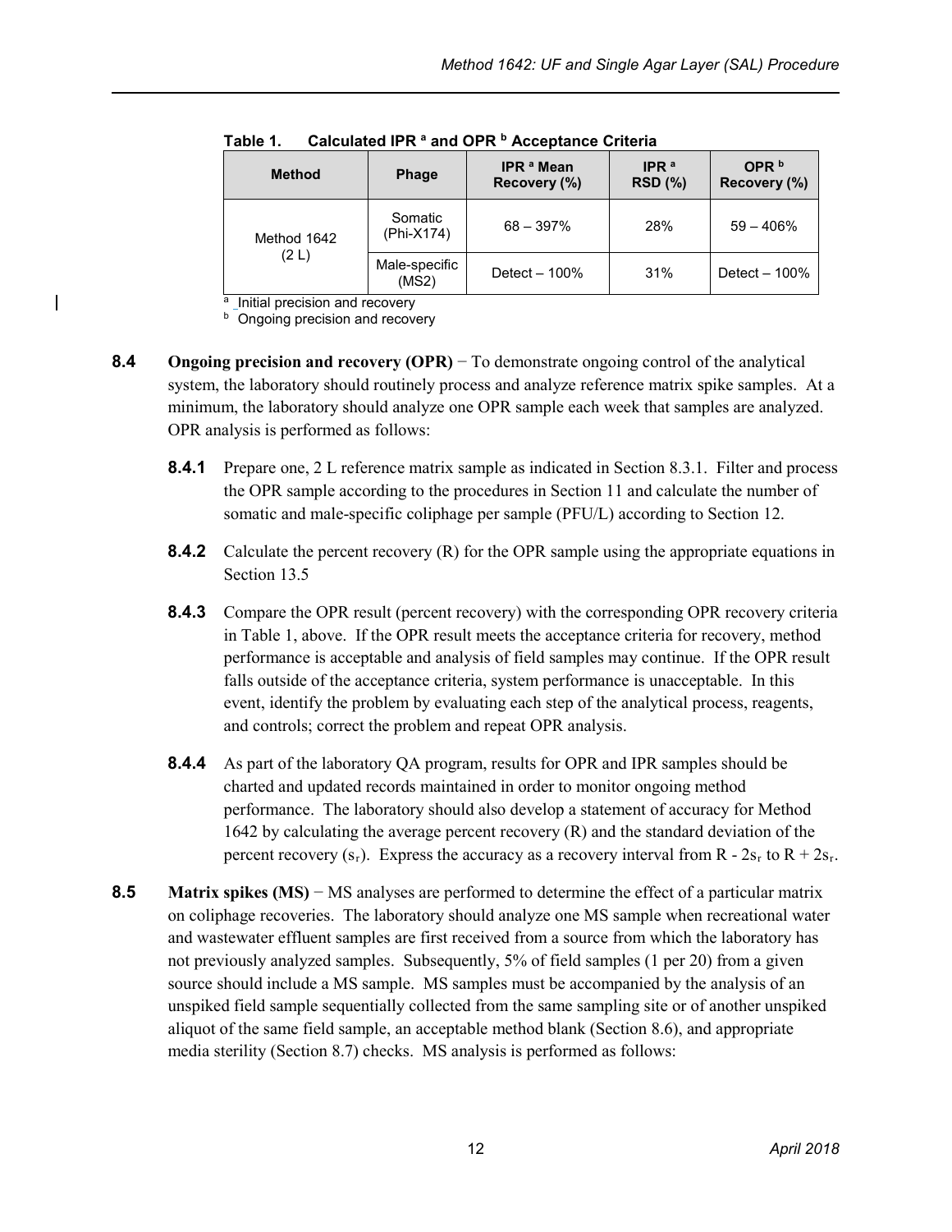**Table 1. Calculated IPR [a] and OPR [b] Acceptance Criteria**

| Method | Phage | IPR [a] Mean Recovery (%) | IPR [a] RSD (%) | OPR [b] Recovery (%) |
|---|---|---|---|---|
| Method 1642 (2 L) | Somatic (Phi-X174) | 68 – 397% | 28% | 59 – 406% |
| | Male-specific (MS2) | Detect – 100% | 31% | Detect – 100% |

[a] Initial precision and recovery
[b] Ongoing precision and recovery

**8.4** **Ongoing precision and recovery (OPR)** − To demonstrate ongoing control of the analytical system, the laboratory should routinely process and analyze reference matrix spike samples. At a minimum, the laboratory should analyze one OPR sample each week that samples are analyzed. OPR analysis is performed as follows:

**8.4.1** Prepare one, 2 L reference matrix sample as indicated in Section 8.3.1. Filter and process the OPR sample according to the procedures in Section 11 and calculate the number of somatic and male-specific coliphage per sample (PFU/L) according to Section 12.

**8.4.2** Calculate the percent recovery (R) for the OPR sample using the appropriate equations in Section 13.5

**8.4.3** Compare the OPR result (percent recovery) with the corresponding OPR recovery criteria in Table 1, above. If the OPR result meets the acceptance criteria for recovery, method performance is acceptable and analysis of field samples may continue. If the OPR result falls outside of the acceptance criteria, system performance is unacceptable. In this event, identify the problem by evaluating each step of the analytical process, reagents, and controls; correct the problem and repeat OPR analysis.

**8.4.4** As part of the laboratory QA program, results for OPR and IPR samples should be charted and updated records maintained in order to monitor ongoing method performance. The laboratory should also develop a statement of accuracy for Method 1642 by calculating the average percent recovery (R) and the standard deviation of the percent recovery ($s_r$). Express the accuracy as a recovery interval from $R - 2s_r$ to $R + 2s_r$.

**8.5** **Matrix spikes (MS)** − MS analyses are performed to determine the effect of a particular matrix on coliphage recoveries. The laboratory should analyze one MS sample when recreational water and wastewater effluent samples are first received from a source from which the laboratory has not previously analyzed samples. Subsequently, 5% of field samples (1 per 20) from a given source should include a MS sample. MS samples must be accompanied by the analysis of an unspiked field sample sequentially collected from the same sampling site or of another unspiked aliquot of the same field sample, an acceptable method blank (Section 8.6), and appropriate media sterility (Section 8.7) checks. MS analysis is performed as follows: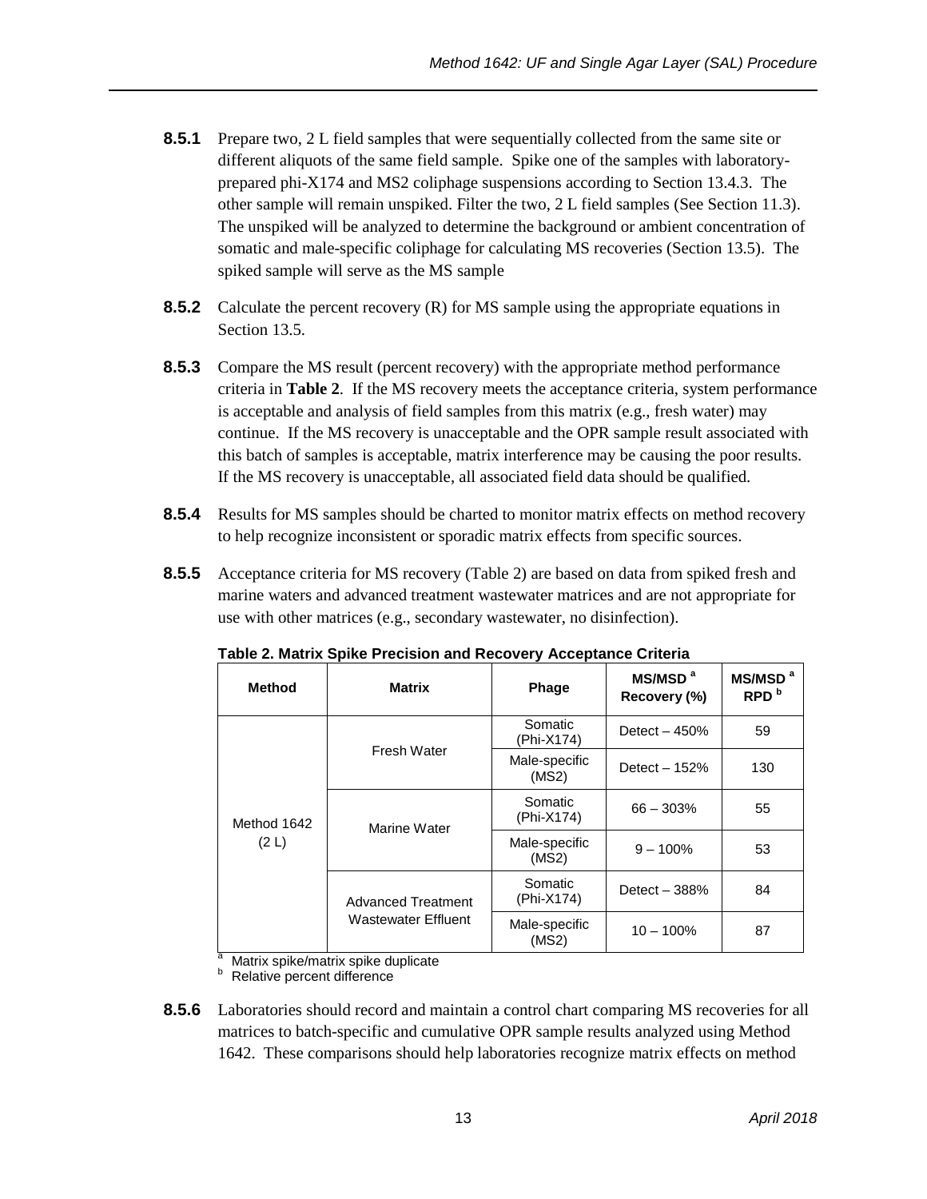**8.5.1** Prepare two, 2 L field samples that were sequentially collected from the same site or different aliquots of the same field sample. Spike one of the samples with laboratory-prepared phi-X174 and MS2 coliphage suspensions according to Section 13.4.3. The other sample will remain unspiked. Filter the two, 2 L field samples (See Section 11.3). The unspiked will be analyzed to determine the background or ambient concentration of somatic and male-specific coliphage for calculating MS recoveries (Section 13.5). The spiked sample will serve as the MS sample

**8.5.2** Calculate the percent recovery (R) for MS sample using the appropriate equations in Section 13.5.

**8.5.3** Compare the MS result (percent recovery) with the appropriate method performance criteria in **Table 2**. If the MS recovery meets the acceptance criteria, system performance is acceptable and analysis of field samples from this matrix (e.g., fresh water) may continue. If the MS recovery is unacceptable and the OPR sample result associated with this batch of samples is acceptable, matrix interference may be causing the poor results. If the MS recovery is unacceptable, all associated field data should be qualified.

**8.5.4** Results for MS samples should be charted to monitor matrix effects on method recovery to help recognize inconsistent or sporadic matrix effects from specific sources.

**8.5.5** Acceptance criteria for MS recovery (Table 2) are based on data from spiked fresh and marine waters and advanced treatment wastewater matrices and are not appropriate for use with other matrices (e.g., secondary wastewater, no disinfection).

**Table 2. Matrix Spike Precision and Recovery Acceptance Criteria**

| Method | Matrix | Phage | MS/MSD [a] Recovery (%) | MS/MSD [a] RPD [b] |
|---|---|---|---|---|
| Method 1642 (2 L) | Fresh Water | Somatic (Phi-X174) | Detect – 450% | 59 |
| | | Male-specific (MS2) | Detect – 152% | 130 |
| | Marine Water | Somatic (Phi-X174) | 66 – 303% | 55 |
| | | Male-specific (MS2) | 9 – 100% | 53 |
| | Advanced Treatment Wastewater Effluent | Somatic (Phi-X174) | Detect – 388% | 84 |
| | | Male-specific (MS2) | 10 – 100% | 87 |

[a] Matrix spike/matrix spike duplicate
[b] Relative percent difference

**8.5.6** Laboratories should record and maintain a control chart comparing MS recoveries for all matrices to batch-specific and cumulative OPR sample results analyzed using Method 1642. These comparisons should help laboratories recognize matrix effects on method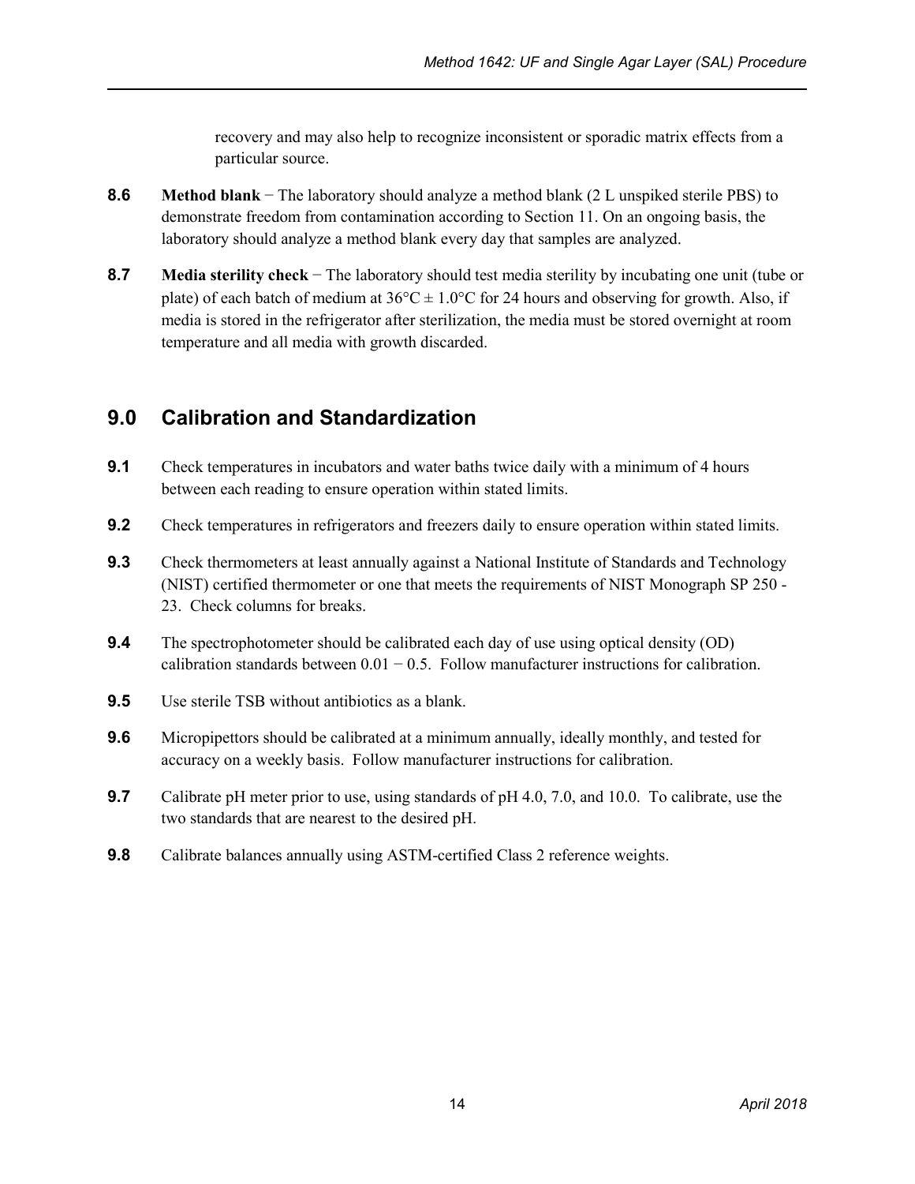recovery and may also help to recognize inconsistent or sporadic matrix effects from a particular source.

**8.6** **Method blank** − The laboratory should analyze a method blank (2 L unspiked sterile PBS) to demonstrate freedom from contamination according to Section 11. On an ongoing basis, the laboratory should analyze a method blank every day that samples are analyzed.

**8.7** **Media sterility check** − The laboratory should test media sterility by incubating one unit (tube or plate) of each batch of medium at 36°C ± 1.0°C for 24 hours and observing for growth. Also, if media is stored in the refrigerator after sterilization, the media must be stored overnight at room temperature and all media with growth discarded.

## 9.0 Calibration and Standardization

**9.1** Check temperatures in incubators and water baths twice daily with a minimum of 4 hours between each reading to ensure operation within stated limits.

**9.2** Check temperatures in refrigerators and freezers daily to ensure operation within stated limits.

**9.3** Check thermometers at least annually against a National Institute of Standards and Technology (NIST) certified thermometer or one that meets the requirements of NIST Monograph SP 250 - 23. Check columns for breaks.

**9.4** The spectrophotometer should be calibrated each day of use using optical density (OD) calibration standards between 0.01 − 0.5. Follow manufacturer instructions for calibration.

**9.5** Use sterile TSB without antibiotics as a blank.

**9.6** Micropipettors should be calibrated at a minimum annually, ideally monthly, and tested for accuracy on a weekly basis. Follow manufacturer instructions for calibration.

**9.7** Calibrate pH meter prior to use, using standards of pH 4.0, 7.0, and 10.0. To calibrate, use the two standards that are nearest to the desired pH.

**9.8** Calibrate balances annually using ASTM-certified Class 2 reference weights.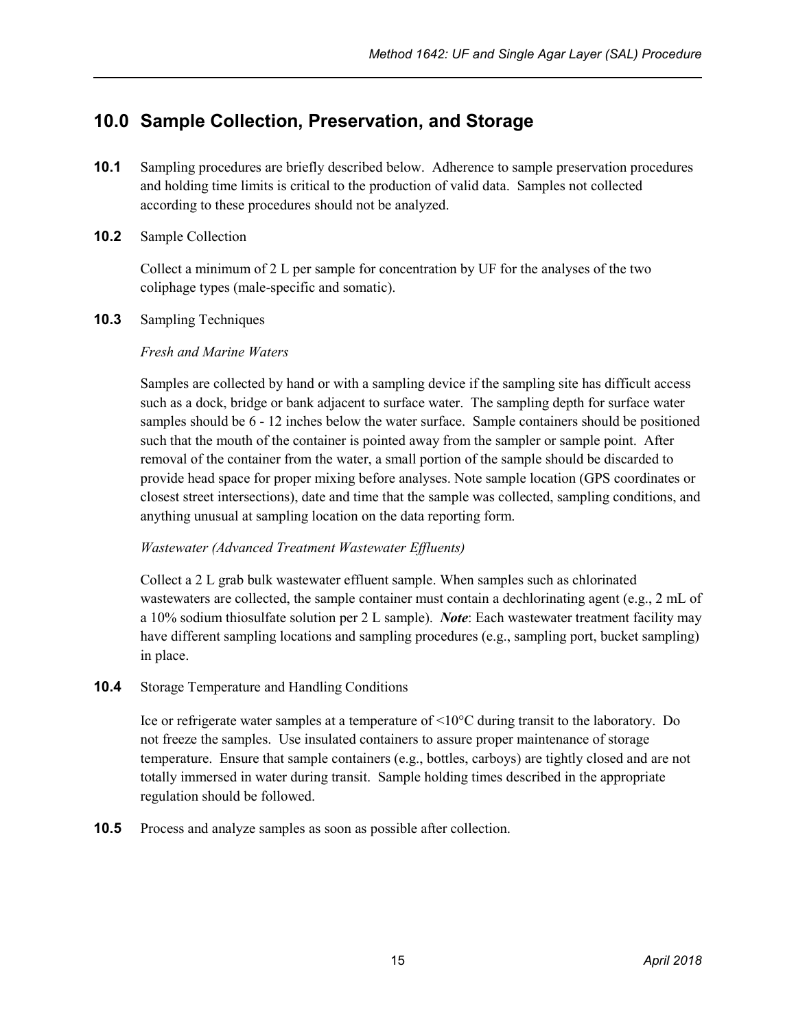## 10.0 Sample Collection, Preservation, and Storage

**10.1** Sampling procedures are briefly described below. Adherence to sample preservation procedures and holding time limits is critical to the production of valid data. Samples not collected according to these procedures should not be analyzed.

**10.2** Sample Collection

Collect a minimum of 2 L per sample for concentration by UF for the analyses of the two coliphage types (male-specific and somatic).

**10.3** Sampling Techniques

*Fresh and Marine Waters*

Samples are collected by hand or with a sampling device if the sampling site has difficult access such as a dock, bridge or bank adjacent to surface water. The sampling depth for surface water samples should be 6 - 12 inches below the water surface. Sample containers should be positioned such that the mouth of the container is pointed away from the sampler or sample point. After removal of the container from the water, a small portion of the sample should be discarded to provide head space for proper mixing before analyses. Note sample location (GPS coordinates or closest street intersections), date and time that the sample was collected, sampling conditions, and anything unusual at sampling location on the data reporting form.

*Wastewater (Advanced Treatment Wastewater Effluents)*

Collect a 2 L grab bulk wastewater effluent sample. When samples such as chlorinated wastewaters are collected, the sample container must contain a dechlorinating agent (e.g., 2 mL of a 10% sodium thiosulfate solution per 2 L sample). ***Note***: Each wastewater treatment facility may have different sampling locations and sampling procedures (e.g., sampling port, bucket sampling) in place.

**10.4** Storage Temperature and Handling Conditions

Ice or refrigerate water samples at a temperature of <10°C during transit to the laboratory. Do not freeze the samples. Use insulated containers to assure proper maintenance of storage temperature. Ensure that sample containers (e.g., bottles, carboys) are tightly closed and are not totally immersed in water during transit. Sample holding times described in the appropriate regulation should be followed.

**10.5** Process and analyze samples as soon as possible after collection.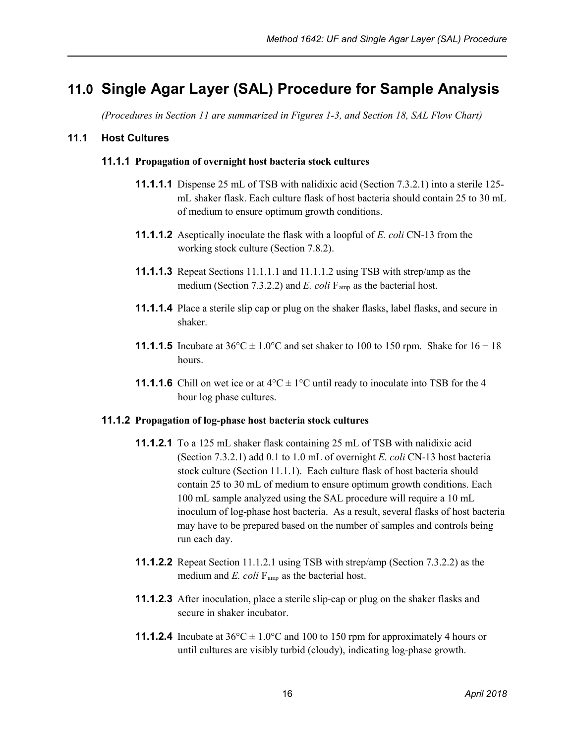# 11.0 Single Agar Layer (SAL) Procedure for Sample Analysis

*(Procedures in Section 11 are summarized in Figures 1-3, and Section 18, SAL Flow Chart)*

## 11.1 Host Cultures

### 11.1.1 Propagation of overnight host bacteria stock cultures

**11.1.1.1** Dispense 25 mL of TSB with nalidixic acid (Section 7.3.2.1) into a sterile 125-mL shaker flask. Each culture flask of host bacteria should contain 25 to 30 mL of medium to ensure optimum growth conditions.

**11.1.1.2** Aseptically inoculate the flask with a loopful of *E. coli* CN-13 from the working stock culture (Section 7.8.2).

**11.1.1.3** Repeat Sections 11.1.1.1 and 11.1.1.2 using TSB with strep/amp as the medium (Section 7.3.2.2) and *E. coli* $F_{amp}$ as the bacterial host.

**11.1.1.4** Place a sterile slip cap or plug on the shaker flasks, label flasks, and secure in shaker.

**11.1.1.5** Incubate at 36°C ± 1.0°C and set shaker to 100 to 150 rpm. Shake for 16 − 18 hours.

**11.1.1.6** Chill on wet ice or at 4°C ± 1°C until ready to inoculate into TSB for the 4 hour log phase cultures.

### 11.1.2 Propagation of log-phase host bacteria stock cultures

**11.1.2.1** To a 125 mL shaker flask containing 25 mL of TSB with nalidixic acid (Section 7.3.2.1) add 0.1 to 1.0 mL of overnight *E. coli* CN-13 host bacteria stock culture (Section 11.1.1). Each culture flask of host bacteria should contain 25 to 30 mL of medium to ensure optimum growth conditions. Each 100 mL sample analyzed using the SAL procedure will require a 10 mL inoculum of log-phase host bacteria. As a result, several flasks of host bacteria may have to be prepared based on the number of samples and controls being run each day.

**11.1.2.2** Repeat Section 11.1.2.1 using TSB with strep/amp (Section 7.3.2.2) as the medium and *E. coli* $F_{amp}$ as the bacterial host.

**11.1.2.3** After inoculation, place a sterile slip-cap or plug on the shaker flasks and secure in shaker incubator.

**11.1.2.4** Incubate at 36°C ± 1.0°C and 100 to 150 rpm for approximately 4 hours or until cultures are visibly turbid (cloudy), indicating log-phase growth.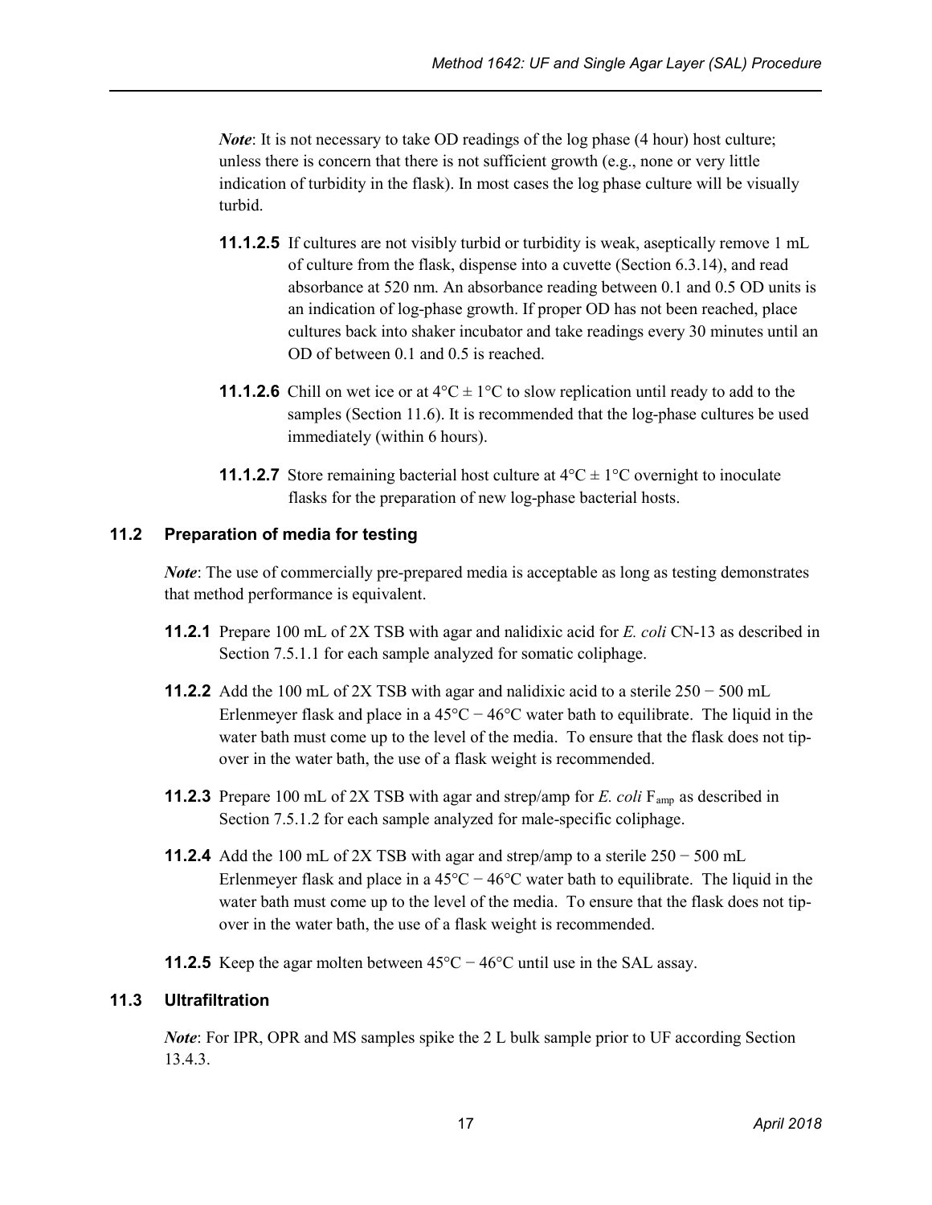*Note*: It is not necessary to take OD readings of the log phase (4 hour) host culture; unless there is concern that there is not sufficient growth (e.g., none or very little indication of turbidity in the flask). In most cases the log phase culture will be visually turbid.

**11.1.2.5** If cultures are not visibly turbid or turbidity is weak, aseptically remove 1 mL of culture from the flask, dispense into a cuvette (Section 6.3.14), and read absorbance at 520 nm. An absorbance reading between 0.1 and 0.5 OD units is an indication of log-phase growth. If proper OD has not been reached, place cultures back into shaker incubator and take readings every 30 minutes until an OD of between 0.1 and 0.5 is reached.

**11.1.2.6** Chill on wet ice or at 4°C ± 1°C to slow replication until ready to add to the samples (Section 11.6). It is recommended that the log-phase cultures be used immediately (within 6 hours).

**11.1.2.7** Store remaining bacterial host culture at 4°C ± 1°C overnight to inoculate flasks for the preparation of new log-phase bacterial hosts.

## 11.2 Preparation of media for testing

*Note*: The use of commercially pre-prepared media is acceptable as long as testing demonstrates that method performance is equivalent.

**11.2.1** Prepare 100 mL of 2X TSB with agar and nalidixic acid for *E. coli* CN-13 as described in Section 7.5.1.1 for each sample analyzed for somatic coliphage.

**11.2.2** Add the 100 mL of 2X TSB with agar and nalidixic acid to a sterile 250 − 500 mL Erlenmeyer flask and place in a 45°C − 46°C water bath to equilibrate. The liquid in the water bath must come up to the level of the media. To ensure that the flask does not tip-over in the water bath, the use of a flask weight is recommended.

**11.2.3** Prepare 100 mL of 2X TSB with agar and strep/amp for *E. coli* $F_{amp}$ as described in Section 7.5.1.2 for each sample analyzed for male-specific coliphage.

**11.2.4** Add the 100 mL of 2X TSB with agar and strep/amp to a sterile 250 − 500 mL Erlenmeyer flask and place in a 45°C − 46°C water bath to equilibrate. The liquid in the water bath must come up to the level of the media. To ensure that the flask does not tip-over in the water bath, the use of a flask weight is recommended.

**11.2.5** Keep the agar molten between 45°C − 46°C until use in the SAL assay.

## 11.3 Ultrafiltration

*Note*: For IPR, OPR and MS samples spike the 2 L bulk sample prior to UF according Section 13.4.3.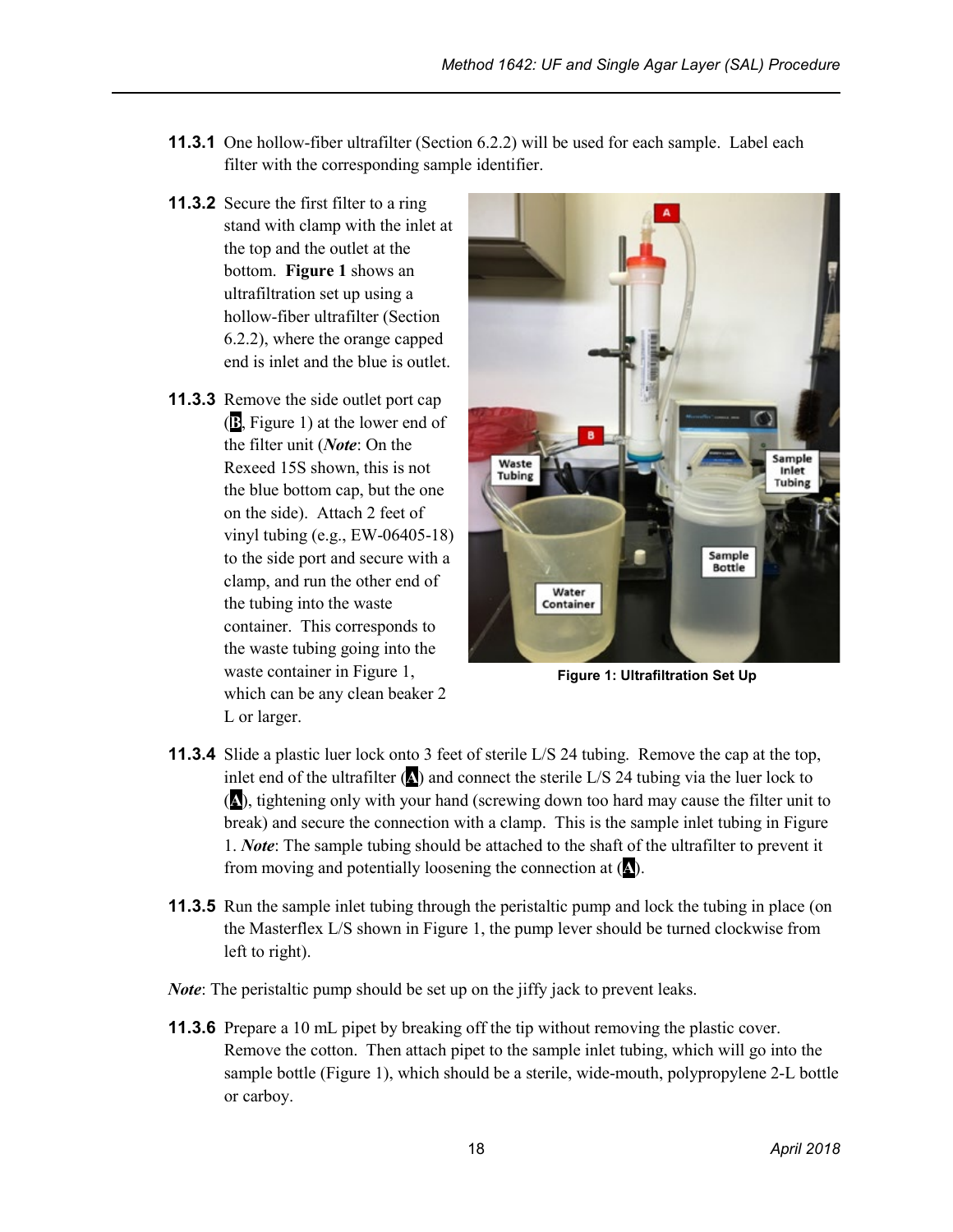**11.3.1** One hollow-fiber ultrafilter (Section 6.2.2) will be used for each sample. Label each filter with the corresponding sample identifier.

**11.3.2** Secure the first filter to a ring stand with clamp with the inlet at the top and the outlet at the bottom. **Figure 1** shows an ultrafiltration set up using a hollow-fiber ultrafilter (Section 6.2.2), where the orange capped end is inlet and the blue is outlet.

**11.3.3** Remove the side outlet port cap (**B**, Figure 1) at the lower end of the filter unit (***Note***: On the Rexeed 15S shown, this is not the blue bottom cap, but the one on the side). Attach 2 feet of vinyl tubing (e.g., EW-06405-18) to the side port and secure with a clamp, and run the other end of the tubing into the waste container. This corresponds to the waste tubing going into the waste container in Figure 1, which can be any clean beaker 2 L or larger.

**Figure 1: Ultrafiltration Set Up**

**11.3.4** Slide a plastic luer lock onto 3 feet of sterile L/S 24 tubing. Remove the cap at the top, inlet end of the ultrafilter (**A**) and connect the sterile L/S 24 tubing via the luer lock to (**A**), tightening only with your hand (screwing down too hard may cause the filter unit to break) and secure the connection with a clamp. This is the sample inlet tubing in Figure 1. ***Note***: The sample tubing should be attached to the shaft of the ultrafilter to prevent it from moving and potentially loosening the connection at (**A**).

**11.3.5** Run the sample inlet tubing through the peristaltic pump and lock the tubing in place (on the Masterflex L/S shown in Figure 1, the pump lever should be turned clockwise from left to right).

***Note***: The peristaltic pump should be set up on the jiffy jack to prevent leaks.

**11.3.6** Prepare a 10 mL pipet by breaking off the tip without removing the plastic cover. Remove the cotton. Then attach pipet to the sample inlet tubing, which will go into the sample bottle (Figure 1), which should be a sterile, wide-mouth, polypropylene 2-L bottle or carboy.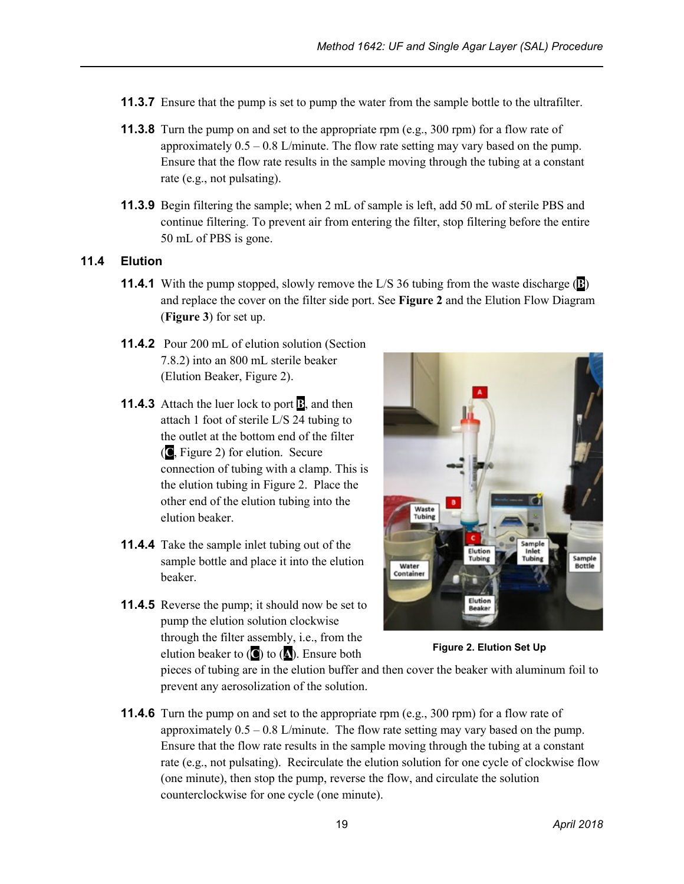**11.3.7** Ensure that the pump is set to pump the water from the sample bottle to the ultrafilter.

**11.3.8** Turn the pump on and set to the appropriate rpm (e.g., 300 rpm) for a flow rate of approximately 0.5 – 0.8 L/minute. The flow rate setting may vary based on the pump. Ensure that the flow rate results in the sample moving through the tubing at a constant rate (e.g., not pulsating).

**11.3.9** Begin filtering the sample; when 2 mL of sample is left, add 50 mL of sterile PBS and continue filtering. To prevent air from entering the filter, stop filtering before the entire 50 mL of PBS is gone.

## 11.4 Elution

**11.4.1** With the pump stopped, slowly remove the L/S 36 tubing from the waste discharge (**B**) and replace the cover on the filter side port. See **Figure 2** and the Elution Flow Diagram (**Figure 3**) for set up.

**11.4.2** Pour 200 mL of elution solution (Section 7.8.2) into an 800 mL sterile beaker (Elution Beaker, Figure 2).

**11.4.3** Attach the luer lock to port **B**, and then attach 1 foot of sterile L/S 24 tubing to the outlet at the bottom end of the filter (**C**, Figure 2) for elution. Secure connection of tubing with a clamp. This is the elution tubing in Figure 2. Place the other end of the elution tubing into the elution beaker.

**11.4.4** Take the sample inlet tubing out of the sample bottle and place it into the elution beaker.

**11.4.5** Reverse the pump; it should now be set to pump the elution solution clockwise through the filter assembly, i.e., from the elution beaker to (**C**) to (**A**). Ensure both pieces of tubing are in the elution buffer and then cover the beaker with aluminum foil to prevent any aerosolization of the solution.

**Figure 2. Elution Set Up**

**11.4.6** Turn the pump on and set to the appropriate rpm (e.g., 300 rpm) for a flow rate of approximately 0.5 – 0.8 L/minute. The flow rate setting may vary based on the pump. Ensure that the flow rate results in the sample moving through the tubing at a constant rate (e.g., not pulsating). Recirculate the elution solution for one cycle of clockwise flow (one minute), then stop the pump, reverse the flow, and circulate the solution counterclockwise for one cycle (one minute).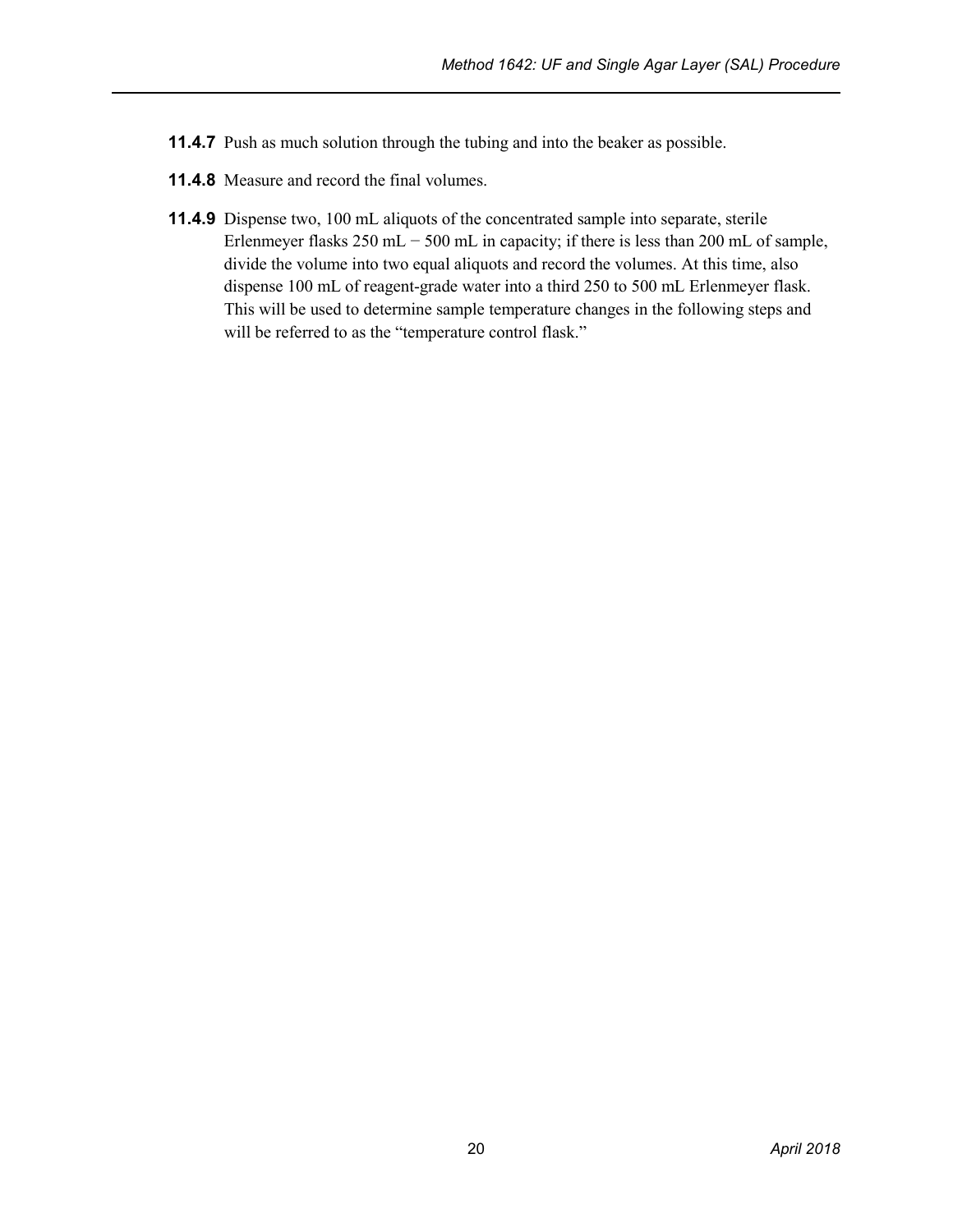**11.4.7** Push as much solution through the tubing and into the beaker as possible.

**11.4.8** Measure and record the final volumes.

**11.4.9** Dispense two, 100 mL aliquots of the concentrated sample into separate, sterile Erlenmeyer flasks 250 mL − 500 mL in capacity; if there is less than 200 mL of sample, divide the volume into two equal aliquots and record the volumes. At this time, also dispense 100 mL of reagent-grade water into a third 250 to 500 mL Erlenmeyer flask. This will be used to determine sample temperature changes in the following steps and will be referred to as the "temperature control flask."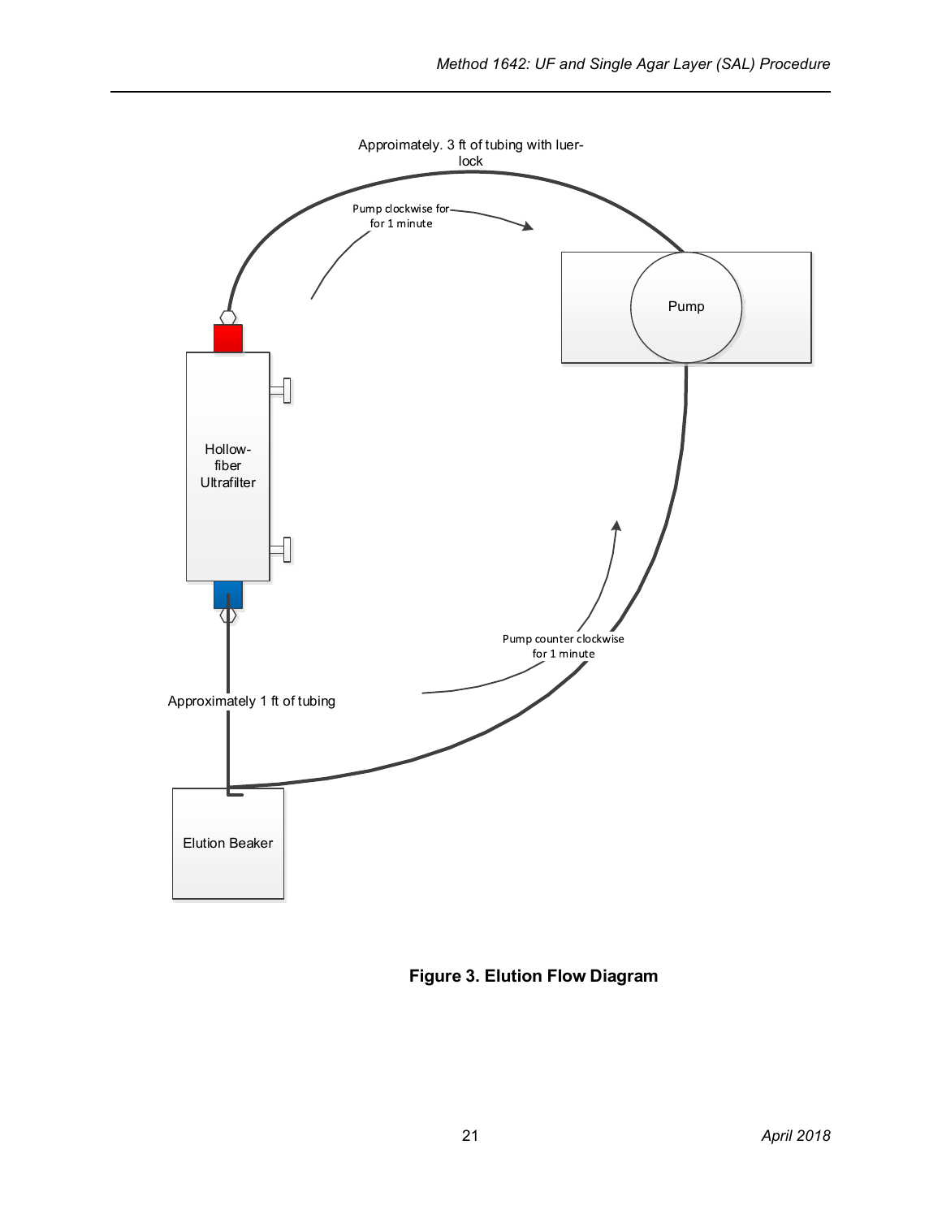Appoimately. 3 ft of tubing with luer-lock

Pump clockwise for for 1 minute

Pump

Hollow-fiber Ultrafilter

Pump counter clockwise for 1 minute

Approximately 1 ft of tubing

Elution Beaker

**Figure 3. Elution Flow Diagram**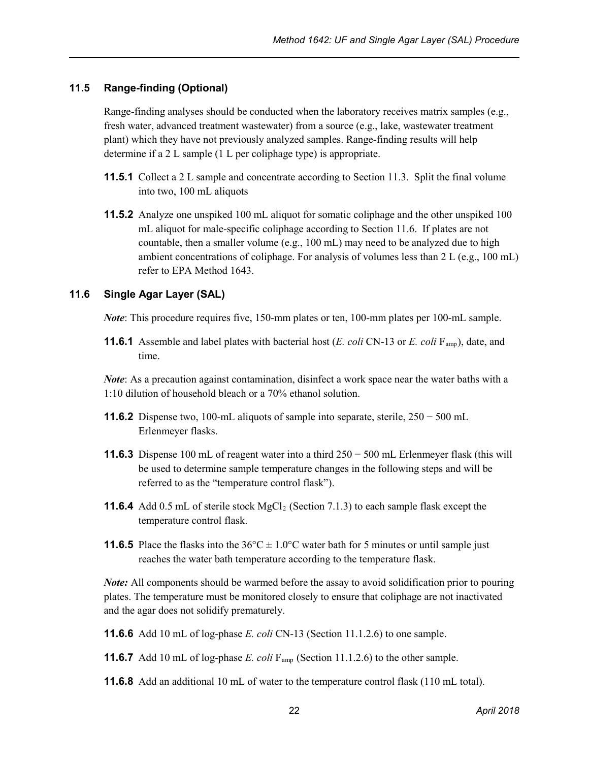### 11.5 Range-finding (Optional)

Range-finding analyses should be conducted when the laboratory receives matrix samples (e.g., fresh water, advanced treatment wastewater) from a source (e.g., lake, wastewater treatment plant) which they have not previously analyzed samples. Range-finding results will help determine if a 2 L sample (1 L per coliphage type) is appropriate.

**11.5.1** Collect a 2 L sample and concentrate according to Section 11.3. Split the final volume into two, 100 mL aliquots

**11.5.2** Analyze one unspiked 100 mL aliquot for somatic coliphage and the other unspiked 100 mL aliquot for male-specific coliphage according to Section 11.6. If plates are not countable, then a smaller volume (e.g., 100 mL) may need to be analyzed due to high ambient concentrations of coliphage. For analysis of volumes less than 2 L (e.g., 100 mL) refer to EPA Method 1643.

### 11.6 Single Agar Layer (SAL)

***Note***: This procedure requires five, 150-mm plates or ten, 100-mm plates per 100-mL sample.

**11.6.1** Assemble and label plates with bacterial host (*E. coli* CN-13 or *E. coli* $F_{amp}$), date, and time.

***Note***: As a precaution against contamination, disinfect a work space near the water baths with a 1:10 dilution of household bleach or a 70% ethanol solution.

**11.6.2** Dispense two, 100-mL aliquots of sample into separate, sterile, 250 − 500 mL Erlenmeyer flasks.

**11.6.3** Dispense 100 mL of reagent water into a third 250 − 500 mL Erlenmeyer flask (this will be used to determine sample temperature changes in the following steps and will be referred to as the "temperature control flask").

**11.6.4** Add 0.5 mL of sterile stock $MgCl_2$ (Section 7.1.3) to each sample flask except the temperature control flask.

**11.6.5** Place the flasks into the 36°C ± 1.0°C water bath for 5 minutes or until sample just reaches the water bath temperature according to the temperature flask.

***Note:*** All components should be warmed before the assay to avoid solidification prior to pouring plates. The temperature must be monitored closely to ensure that coliphage are not inactivated and the agar does not solidify prematurely.

**11.6.6** Add 10 mL of log-phase *E. coli* CN-13 (Section 11.1.2.6) to one sample.

**11.6.7** Add 10 mL of log-phase *E. coli* $F_{amp}$ (Section 11.1.2.6) to the other sample.

**11.6.8** Add an additional 10 mL of water to the temperature control flask (110 mL total).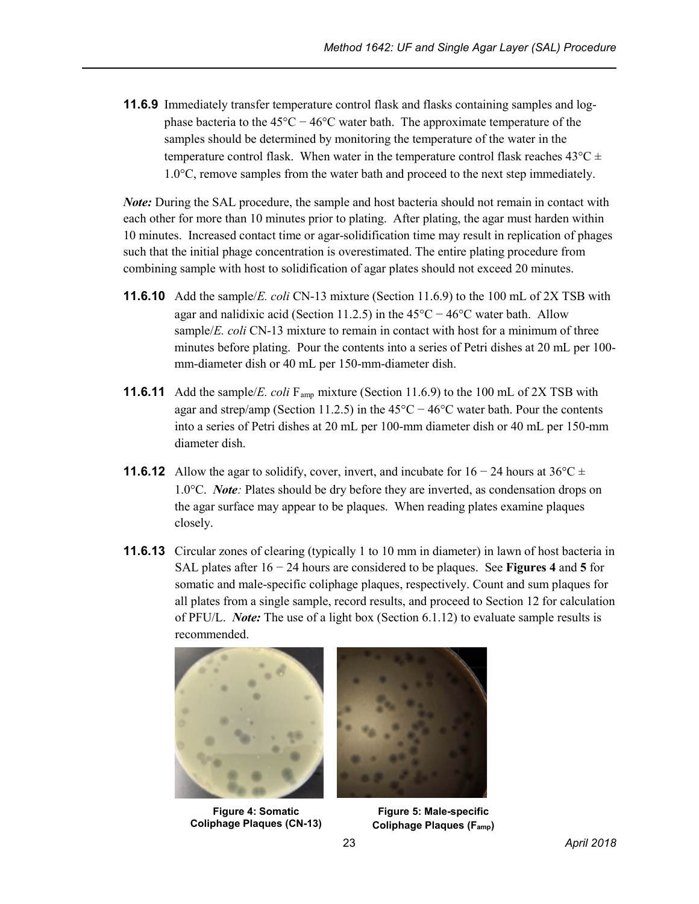**11.6.9** Immediately transfer temperature control flask and flasks containing samples and log-phase bacteria to the 45°C − 46°C water bath. The approximate temperature of the samples should be determined by monitoring the temperature of the water in the temperature control flask. When water in the temperature control flask reaches 43°C ± 1.0°C, remove samples from the water bath and proceed to the next step immediately.

***Note:*** During the SAL procedure, the sample and host bacteria should not remain in contact with each other for more than 10 minutes prior to plating. After plating, the agar must harden within 10 minutes. Increased contact time or agar-solidification time may result in replication of phages such that the initial phage concentration is overestimated. The entire plating procedure from combining sample with host to solidification of agar plates should not exceed 20 minutes.

**11.6.10** Add the sample/*E. coli* CN-13 mixture (Section 11.6.9) to the 100 mL of 2X TSB with agar and nalidixic acid (Section 11.2.5) in the 45°C − 46°C water bath. Allow sample/*E. coli* CN-13 mixture to remain in contact with host for a minimum of three minutes before plating. Pour the contents into a series of Petri dishes at 20 mL per 100-mm-diameter dish or 40 mL per 150-mm-diameter dish.

**11.6.11** Add the sample/*E. coli* $F_{amp}$ mixture (Section 11.6.9) to the 100 mL of 2X TSB with agar and strep/amp (Section 11.2.5) in the 45°C − 46°C water bath. Pour the contents into a series of Petri dishes at 20 mL per 100-mm diameter dish or 40 mL per 150-mm diameter dish.

**11.6.12** Allow the agar to solidify, cover, invert, and incubate for 16 − 24 hours at 36°C ± 1.0°C. ***Note:*** Plates should be dry before they are inverted, as condensation drops on the agar surface may appear to be plaques. When reading plates examine plaques closely.

**11.6.13** Circular zones of clearing (typically 1 to 10 mm in diameter) in lawn of host bacteria in SAL plates after 16 − 24 hours are considered to be plaques. See **Figures 4** and **5** for somatic and male-specific coliphage plaques, respectively. Count and sum plaques for all plates from a single sample, record results, and proceed to Section 12 for calculation of PFU/L. ***Note:*** The use of a light box (Section 6.1.12) to evaluate sample results is recommended.

**Figure 4: Somatic Coliphage Plaques (CN-13)**

**Figure 5: Male-specific Coliphage Plaques ($F_{amp}$)**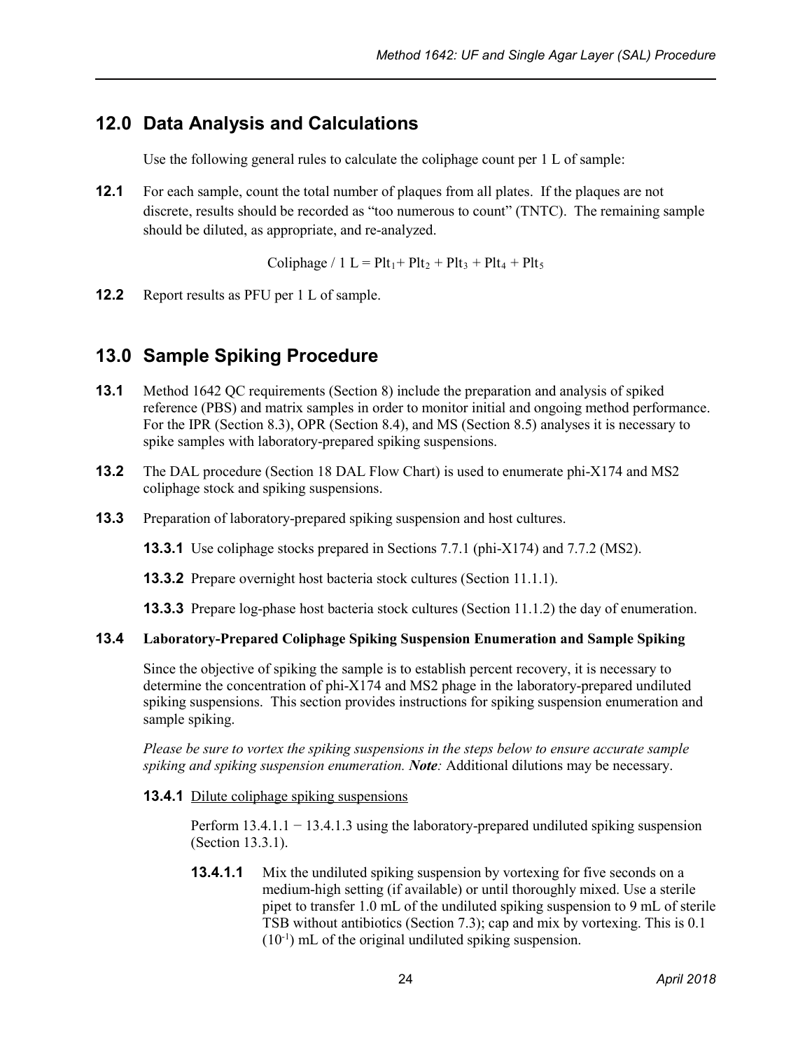## 12.0 Data Analysis and Calculations

Use the following general rules to calculate the coliphage count per 1 L of sample:

**12.1** For each sample, count the total number of plaques from all plates. If the plaques are not discrete, results should be recorded as "too numerous to count" (TNTC). The remaining sample should be diluted, as appropriate, and re-analyzed.

$$\text{Coliphage / 1 L} = Plt_1 + Plt_2 + Plt_3 + Plt_4 + Plt_5$$

**12.2** Report results as PFU per 1 L of sample.

## 13.0 Sample Spiking Procedure

**13.1** Method 1642 QC requirements (Section 8) include the preparation and analysis of spiked reference (PBS) and matrix samples in order to monitor initial and ongoing method performance. For the IPR (Section 8.3), OPR (Section 8.4), and MS (Section 8.5) analyses it is necessary to spike samples with laboratory-prepared spiking suspensions.

**13.2** The DAL procedure (Section 18 DAL Flow Chart) is used to enumerate phi-X174 and MS2 coliphage stock and spiking suspensions.

**13.3** Preparation of laboratory-prepared spiking suspension and host cultures.

**13.3.1** Use coliphage stocks prepared in Sections 7.7.1 (phi-X174) and 7.7.2 (MS2).

**13.3.2** Prepare overnight host bacteria stock cultures (Section 11.1.1).

**13.3.3** Prepare log-phase host bacteria stock cultures (Section 11.1.2) the day of enumeration.

**13.4 Laboratory-Prepared Coliphage Spiking Suspension Enumeration and Sample Spiking**

Since the objective of spiking the sample is to establish percent recovery, it is necessary to determine the concentration of phi-X174 and MS2 phage in the laboratory-prepared undiluted spiking suspensions. This section provides instructions for spiking suspension enumeration and sample spiking.

*Please be sure to vortex the spiking suspensions in the steps below to ensure accurate sample spiking and spiking suspension enumeration.* ***Note:*** Additional dilutions may be necessary.

**13.4.1** Dilute coliphage spiking suspensions

Perform 13.4.1.1 − 13.4.1.3 using the laboratory-prepared undiluted spiking suspension (Section 13.3.1).

**13.4.1.1** Mix the undiluted spiking suspension by vortexing for five seconds on a medium-high setting (if available) or until thoroughly mixed. Use a sterile pipet to transfer 1.0 mL of the undiluted spiking suspension to 9 mL of sterile TSB without antibiotics (Section 7.3); cap and mix by vortexing. This is 0.1 ($10^{-1}$) mL of the original undiluted spiking suspension.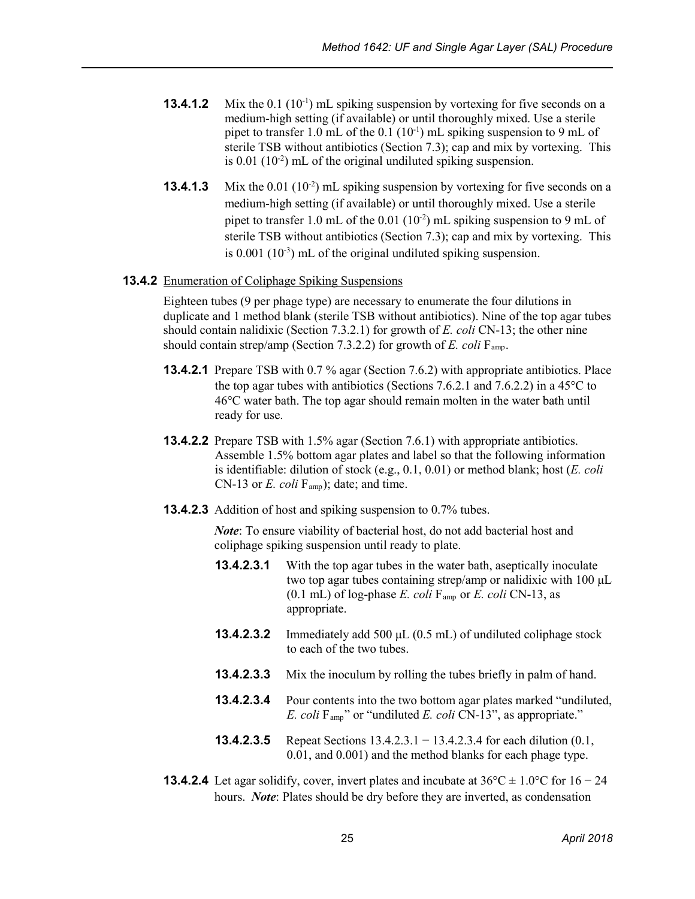**13.4.1.2** Mix the 0.1 ($10^{-1}$) mL spiking suspension by vortexing for five seconds on a medium-high setting (if available) or until thoroughly mixed. Use a sterile pipet to transfer 1.0 mL of the 0.1 ($10^{-1}$) mL spiking suspension to 9 mL of sterile TSB without antibiotics (Section 7.3); cap and mix by vortexing. This is 0.01 ($10^{-2}$) mL of the original undiluted spiking suspension.

**13.4.1.3** Mix the 0.01 ($10^{-2}$) mL spiking suspension by vortexing for five seconds on a medium-high setting (if available) or until thoroughly mixed. Use a sterile pipet to transfer 1.0 mL of the 0.01 ($10^{-2}$) mL spiking suspension to 9 mL of sterile TSB without antibiotics (Section 7.3); cap and mix by vortexing. This is 0.001 ($10^{-3}$) mL of the original undiluted spiking suspension.

**13.4.2** Enumeration of Coliphage Spiking Suspensions

Eighteen tubes (9 per phage type) are necessary to enumerate the four dilutions in duplicate and 1 method blank (sterile TSB without antibiotics). Nine of the top agar tubes should contain nalidixic (Section 7.3.2.1) for growth of *E. coli* CN-13; the other nine should contain strep/amp (Section 7.3.2.2) for growth of *E. coli* $F_{amp}$.

**13.4.2.1** Prepare TSB with 0.7 % agar (Section 7.6.2) with appropriate antibiotics. Place the top agar tubes with antibiotics (Sections 7.6.2.1 and 7.6.2.2) in a 45°C to 46°C water bath. The top agar should remain molten in the water bath until ready for use.

**13.4.2.2** Prepare TSB with 1.5% agar (Section 7.6.1) with appropriate antibiotics. Assemble 1.5% bottom agar plates and label so that the following information is identifiable: dilution of stock (e.g., 0.1, 0.01) or method blank; host (*E. coli* CN-13 or *E. coli* $F_{amp}$); date; and time.

**13.4.2.3** Addition of host and spiking suspension to 0.7% tubes.

***Note***: To ensure viability of bacterial host, do not add bacterial host and coliphage spiking suspension until ready to plate.

**13.4.2.3.1** With the top agar tubes in the water bath, aseptically inoculate two top agar tubes containing strep/amp or nalidixic with 100 μL (0.1 mL) of log-phase *E. coli* $F_{amp}$ or *E. coli* CN-13, as appropriate.

**13.4.2.3.2** Immediately add 500 μL (0.5 mL) of undiluted coliphage stock to each of the two tubes.

**13.4.2.3.3** Mix the inoculum by rolling the tubes briefly in palm of hand.

**13.4.2.3.4** Pour contents into the two bottom agar plates marked "undiluted, *E. coli* $F_{amp}$" or "undiluted *E. coli* CN-13", as appropriate."

**13.4.2.3.5** Repeat Sections 13.4.2.3.1 − 13.4.2.3.4 for each dilution (0.1, 0.01, and 0.001) and the method blanks for each phage type.

**13.4.2.4** Let agar solidify, cover, invert plates and incubate at 36°C ± 1.0°C for 16 − 24 hours. ***Note***: Plates should be dry before they are inverted, as condensation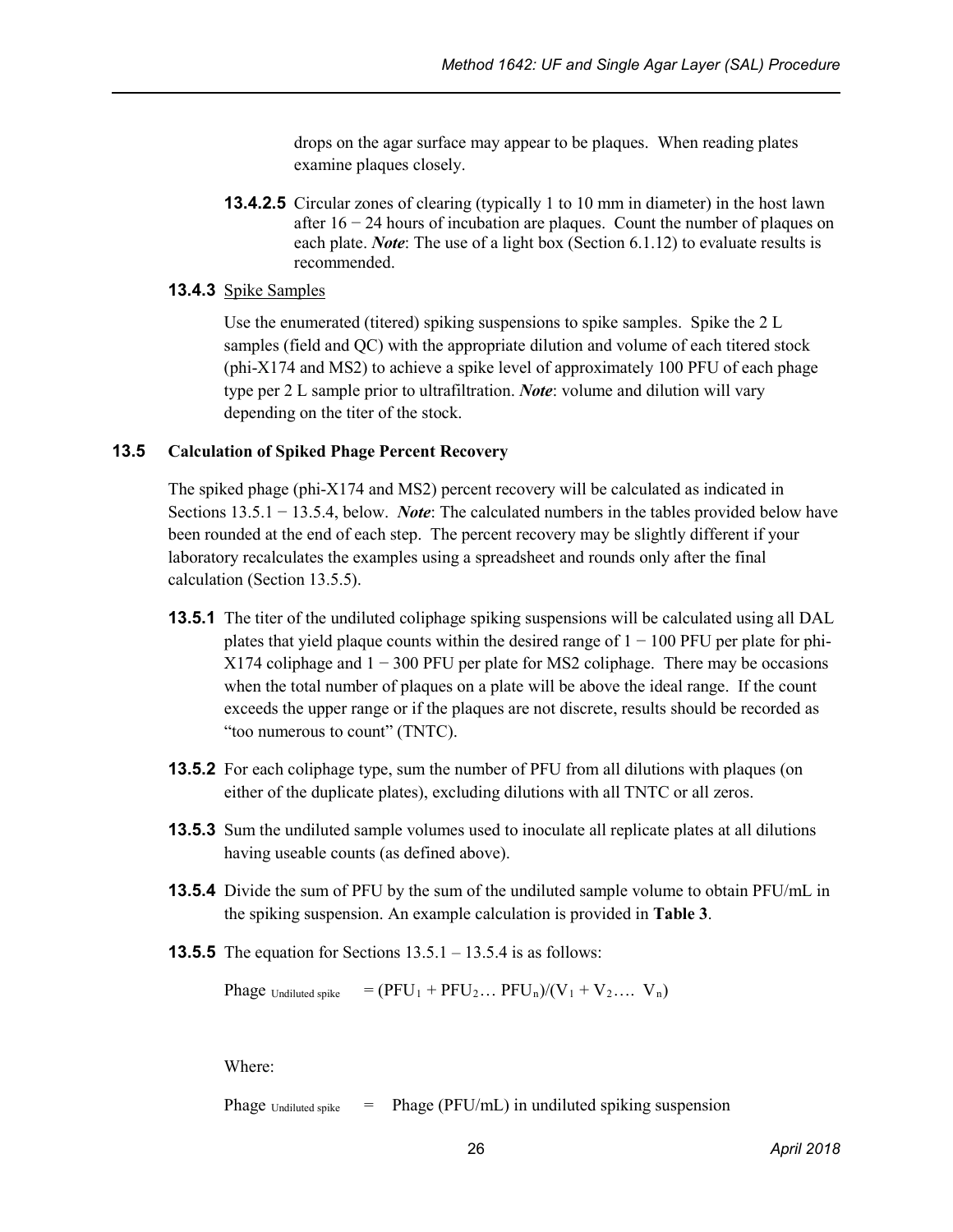drops on the agar surface may appear to be plaques. When reading plates examine plaques closely.

**13.4.2.5** Circular zones of clearing (typically 1 to 10 mm in diameter) in the host lawn after 16 − 24 hours of incubation are plaques. Count the number of plaques on each plate. ***Note***: The use of a light box (Section 6.1.12) to evaluate results is recommended.

**13.4.3** Spike Samples

Use the enumerated (titered) spiking suspensions to spike samples. Spike the 2 L samples (field and QC) with the appropriate dilution and volume of each titered stock (phi-X174 and MS2) to achieve a spike level of approximately 100 PFU of each phage type per 2 L sample prior to ultrafiltration. ***Note***: volume and dilution will vary depending on the titer of the stock.

### 13.5 Calculation of Spiked Phage Percent Recovery

The spiked phage (phi-X174 and MS2) percent recovery will be calculated as indicated in Sections 13.5.1 − 13.5.4, below. ***Note***: The calculated numbers in the tables provided below have been rounded at the end of each step. The percent recovery may be slightly different if your laboratory recalculates the examples using a spreadsheet and rounds only after the final calculation (Section 13.5.5).

**13.5.1** The titer of the undiluted coliphage spiking suspensions will be calculated using all DAL plates that yield plaque counts within the desired range of 1 − 100 PFU per plate for phi-X174 coliphage and 1 − 300 PFU per plate for MS2 coliphage. There may be occasions when the total number of plaques on a plate will be above the ideal range. If the count exceeds the upper range or if the plaques are not discrete, results should be recorded as "too numerous to count" (TNTC).

**13.5.2** For each coliphage type, sum the number of PFU from all dilutions with plaques (on either of the duplicate plates), excluding dilutions with all TNTC or all zeros.

**13.5.3** Sum the undiluted sample volumes used to inoculate all replicate plates at all dilutions having useable counts (as defined above).

**13.5.4** Divide the sum of PFU by the sum of the undiluted sample volume to obtain PFU/mL in the spiking suspension. An example calculation is provided in **Table 3**.

**13.5.5** The equation for Sections 13.5.1 – 13.5.4 is as follows:

$$\text{Phage}_{\text{Undiluted spike}} = (\text{PFU}_1 + \text{PFU}_2 \ldots \text{PFU}_n)/(V_1 + V_2 \ldots.\ V_n)$$

Where:

$\text{Phage}_{\text{Undiluted spike}}$ = Phage (PFU/mL) in undiluted spiking suspension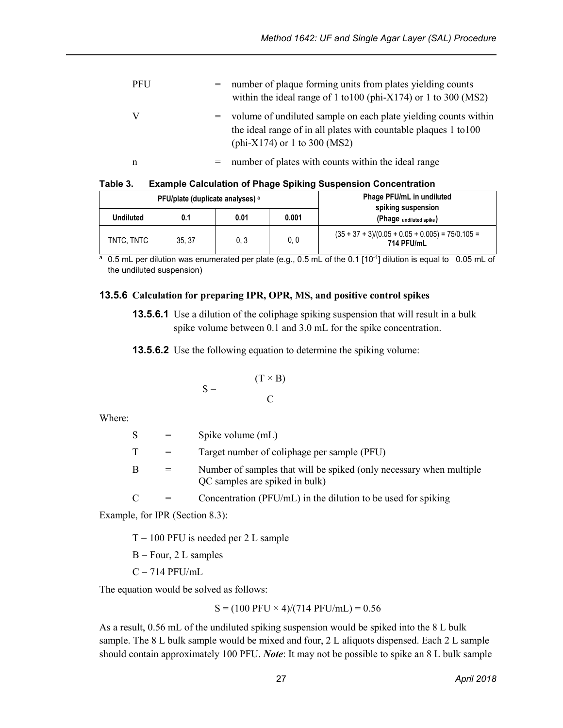| | | |
|---|---|---|
| PFU | = | number of plaque forming units from plates yielding counts within the ideal range of 1 to100 (phi-X174) or 1 to 300 (MS2) |
| V | = | volume of undiluted sample on each plate yielding counts within the ideal range of in all plates with countable plaques 1 to100 (phi-X174) or 1 to 300 (MS2) |
| n | = | number of plates with counts within the ideal range |

**Table 3. Example Calculation of Phage Spiking Suspension Concentration**

| PFU/plate (duplicate analyses) [a] | | | | Phage PFU/mL in undiluted spiking suspension (Phage $_{\text{undiluted spike}}$) |
|---|---|---|---|---|
| **Undiluted** | **0.1** | **0.01** | **0.001** | |
| TNTC, TNTC | 35, 37 | 0, 3 | 0, 0 | (35 + 37 + 3)/(0.05 + 0.05 + 0.005) = 75/0.105 = **714 PFU/mL** |

[a] 0.5 mL per dilution was enumerated per plate (e.g., 0.5 mL of the 0.1 [$10^{-1}$] dilution is equal to 0.05 mL of the undiluted suspension)

### 13.5.6 Calculation for preparing IPR, OPR, MS, and positive control spikes

**13.5.6.1** Use a dilution of the coliphage spiking suspension that will result in a bulk spike volume between 0.1 and 3.0 mL for the spike concentration.

**13.5.6.2** Use the following equation to determine the spiking volume:

$$S = \frac{(T \times B)}{C}$$

Where:

| | | |
|---|---|---|
| S | = | Spike volume (mL) |
| T | = | Target number of coliphage per sample (PFU) |
| B | = | Number of samples that will be spiked (only necessary when multiple QC samples are spiked in bulk) |
| C | = | Concentration (PFU/mL) in the dilution to be used for spiking |

Example, for IPR (Section 8.3):

T = 100 PFU is needed per 2 L sample

B = Four, 2 L samples

C = 714 PFU/mL

The equation would be solved as follows:

$$S = (100 \text{ PFU} \times 4)/(714 \text{ PFU/mL}) = 0.56$$

As a result, 0.56 mL of the undiluted spiking suspension would be spiked into the 8 L bulk sample. The 8 L bulk sample would be mixed and four, 2 L aliquots dispensed. Each 2 L sample should contain approximately 100 PFU. ***Note***: It may not be possible to spike an 8 L bulk sample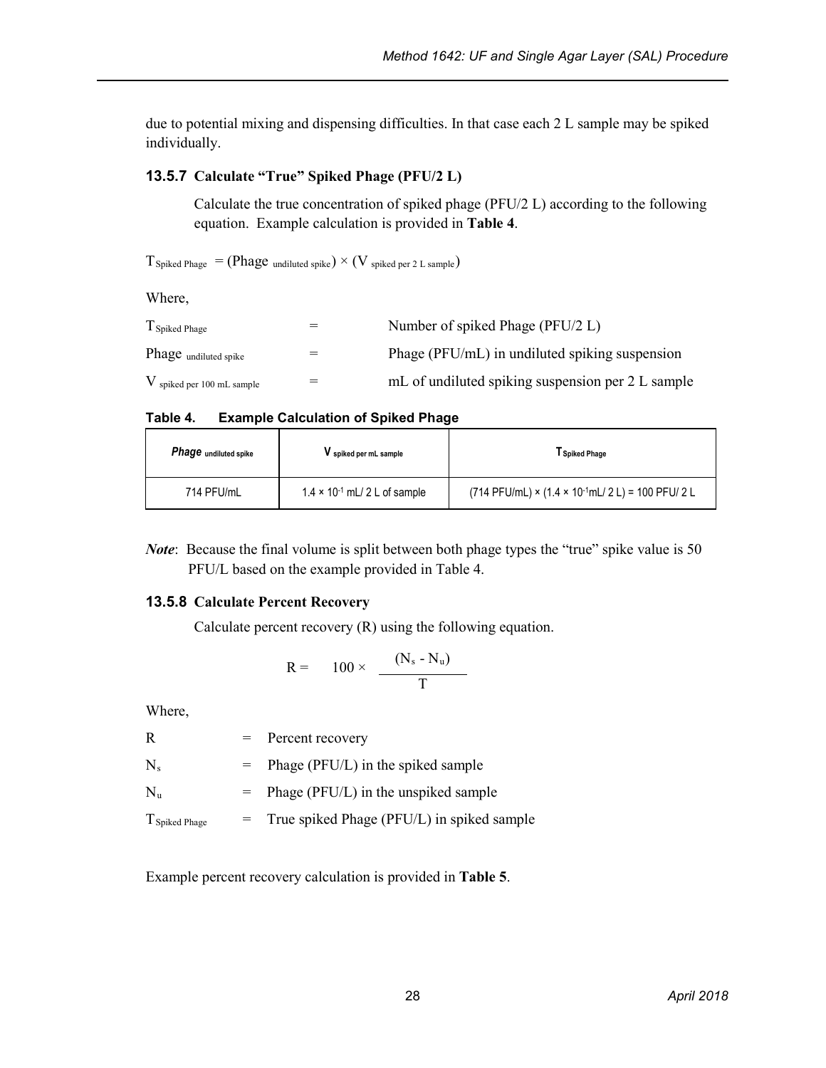due to potential mixing and dispensing difficulties. In that case each 2 L sample may be spiked individually.

### 13.5.7 Calculate "True" Spiked Phage (PFU/2 L)

Calculate the true concentration of spiked phage (PFU/2 L) according to the following equation. Example calculation is provided in **Table 4**.

$$T_{\text{Spiked Phage}} = (\text{Phage}_{\text{undiluted spike}}) \times (V_{\text{spiked per 2 L sample}})$$

Where,

| | | |
|---|---|---|
| $T_{\text{Spiked Phage}}$ | = | Number of spiked Phage (PFU/2 L) |
| $\text{Phage}_{\text{undiluted spike}}$ | = | Phage (PFU/mL) in undiluted spiking suspension |
| $V_{\text{spiked per 100 mL sample}}$ | = | mL of undiluted spiking suspension per 2 L sample |

**Table 4. Example Calculation of Spiked Phage**

| ***Phage*** $_{\text{undiluted spike}}$ | $V_{\text{spiked per mL sample}}$ | $T_{\text{Spiked Phage}}$ |
|---|---|---|
| 714 PFU/mL | $1.4 \times 10^{-1}$ mL/ 2 L of sample | (714 PFU/mL) × ($1.4 \times 10^{-1}$mL/ 2 L) = 100 PFU/ 2 L |

***Note***: Because the final volume is split between both phage types the "true" spike value is 50 PFU/L based on the example provided in Table 4.

### 13.5.8 Calculate Percent Recovery

Calculate percent recovery (R) using the following equation.

$$R = 100 \times \frac{(N_s - N_u)}{T}$$

Where,

| | | |
|---|---|---|
| R | = | Percent recovery |
| $N_s$ | = | Phage (PFU/L) in the spiked sample |
| $N_u$ | = | Phage (PFU/L) in the unspiked sample |
| $T_{\text{Spiked Phage}}$ | = | True spiked Phage (PFU/L) in spiked sample |

Example percent recovery calculation is provided in **Table 5**.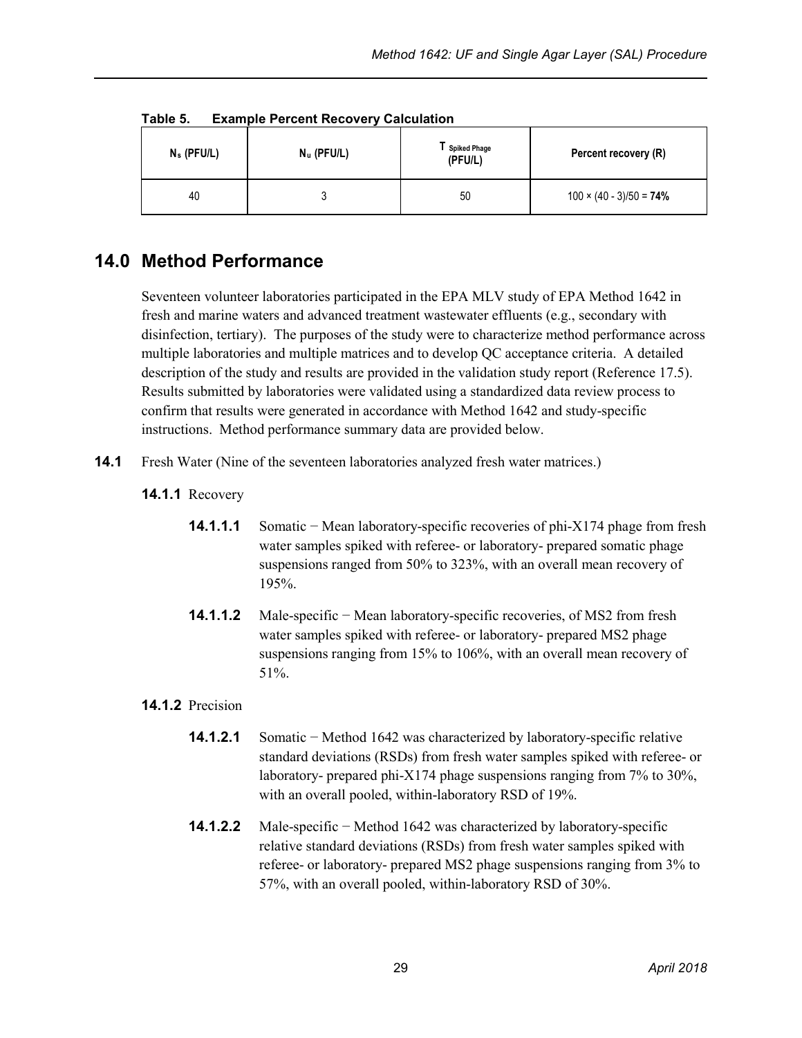**Table 5. Example Percent Recovery Calculation**

| $N_s$ (PFU/L) | $N_u$ (PFU/L) | $T_{\text{Spiked Phage}}$ (PFU/L) | Percent recovery (R) |
|---|---|---|---|
| 40 | 3 | 50 | 100 × (40 - 3)/50 = **74%** |

## 14.0 Method Performance

Seventeen volunteer laboratories participated in the EPA MLV study of EPA Method 1642 in fresh and marine waters and advanced treatment wastewater effluents (e.g., secondary with disinfection, tertiary). The purposes of the study were to characterize method performance across multiple laboratories and multiple matrices and to develop QC acceptance criteria. A detailed description of the study and results are provided in the validation study report (Reference 17.5). Results submitted by laboratories were validated using a standardized data review process to confirm that results were generated in accordance with Method 1642 and study-specific instructions. Method performance summary data are provided below.

**14.1** Fresh Water (Nine of the seventeen laboratories analyzed fresh water matrices.)

**14.1.1** Recovery

**14.1.1.1** Somatic − Mean laboratory-specific recoveries of phi-X174 phage from fresh water samples spiked with referee- or laboratory- prepared somatic phage suspensions ranged from 50% to 323%, with an overall mean recovery of 195%.

**14.1.1.2** Male-specific − Mean laboratory-specific recoveries, of MS2 from fresh water samples spiked with referee- or laboratory- prepared MS2 phage suspensions ranging from 15% to 106%, with an overall mean recovery of 51%.

**14.1.2** Precision

**14.1.2.1** Somatic − Method 1642 was characterized by laboratory-specific relative standard deviations (RSDs) from fresh water samples spiked with referee- or laboratory- prepared phi-X174 phage suspensions ranging from 7% to 30%, with an overall pooled, within-laboratory RSD of 19%.

**14.1.2.2** Male-specific − Method 1642 was characterized by laboratory-specific relative standard deviations (RSDs) from fresh water samples spiked with referee- or laboratory- prepared MS2 phage suspensions ranging from 3% to 57%, with an overall pooled, within-laboratory RSD of 30%.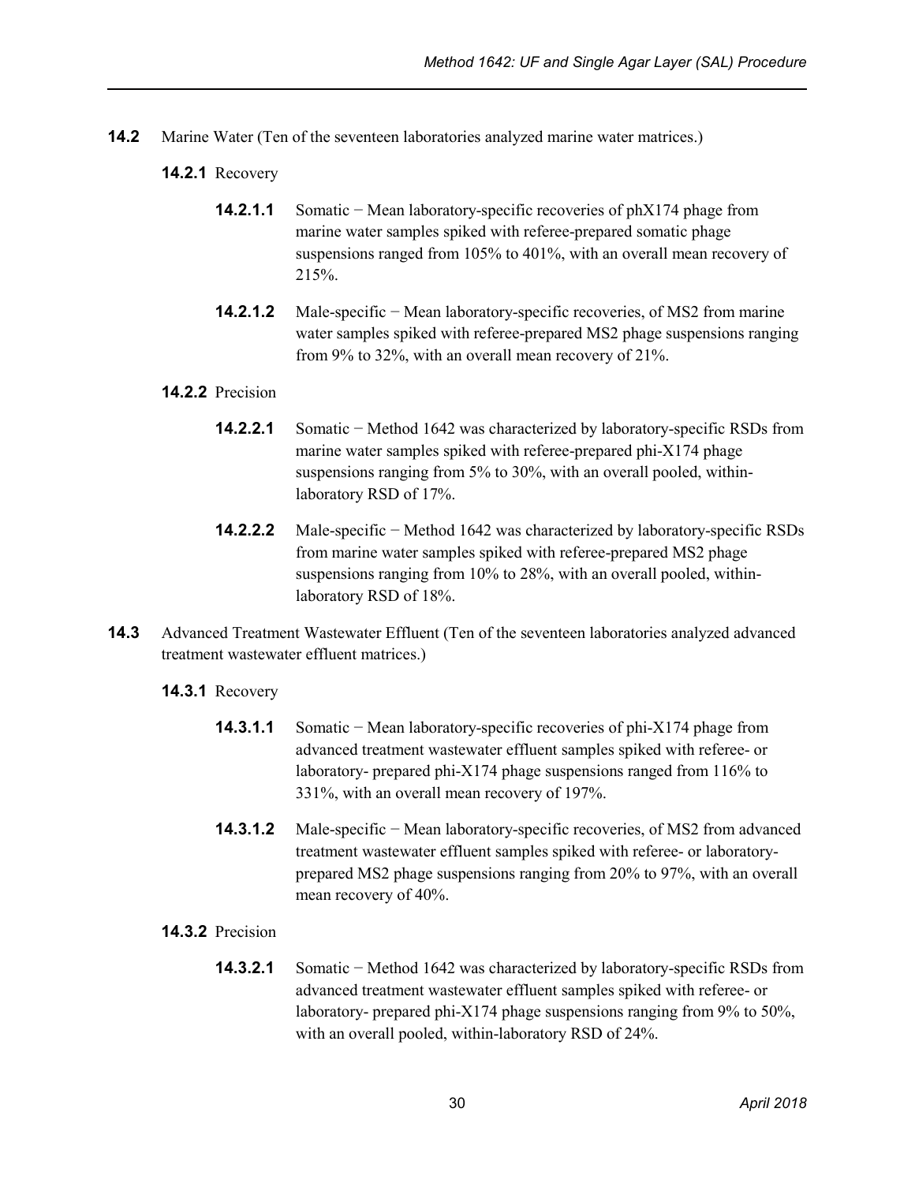**14.2** Marine Water (Ten of the seventeen laboratories analyzed marine water matrices.)

**14.2.1** Recovery

**14.2.1.1** Somatic − Mean laboratory-specific recoveries of phX174 phage from marine water samples spiked with referee-prepared somatic phage suspensions ranged from 105% to 401%, with an overall mean recovery of 215%.

**14.2.1.2** Male-specific − Mean laboratory-specific recoveries, of MS2 from marine water samples spiked with referee-prepared MS2 phage suspensions ranging from 9% to 32%, with an overall mean recovery of 21%.

**14.2.2** Precision

**14.2.2.1** Somatic − Method 1642 was characterized by laboratory-specific RSDs from marine water samples spiked with referee-prepared phi-X174 phage suspensions ranging from 5% to 30%, with an overall pooled, within-laboratory RSD of 17%.

**14.2.2.2** Male-specific − Method 1642 was characterized by laboratory-specific RSDs from marine water samples spiked with referee-prepared MS2 phage suspensions ranging from 10% to 28%, with an overall pooled, within-laboratory RSD of 18%.

**14.3** Advanced Treatment Wastewater Effluent (Ten of the seventeen laboratories analyzed advanced treatment wastewater effluent matrices.)

**14.3.1** Recovery

**14.3.1.1** Somatic − Mean laboratory-specific recoveries of phi-X174 phage from advanced treatment wastewater effluent samples spiked with referee- or laboratory- prepared phi-X174 phage suspensions ranged from 116% to 331%, with an overall mean recovery of 197%.

**14.3.1.2** Male-specific − Mean laboratory-specific recoveries, of MS2 from advanced treatment wastewater effluent samples spiked with referee- or laboratory-prepared MS2 phage suspensions ranging from 20% to 97%, with an overall mean recovery of 40%.

**14.3.2** Precision

**14.3.2.1** Somatic − Method 1642 was characterized by laboratory-specific RSDs from advanced treatment wastewater effluent samples spiked with referee- or laboratory- prepared phi-X174 phage suspensions ranging from 9% to 50%, with an overall pooled, within-laboratory RSD of 24%.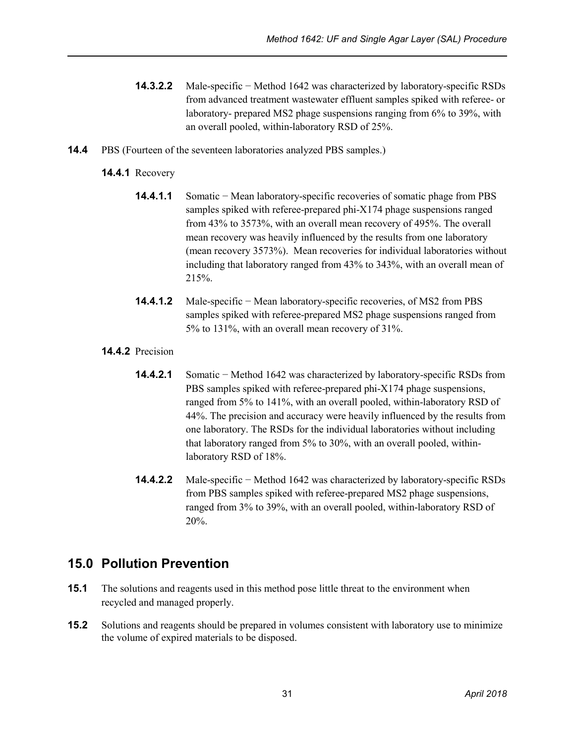**14.3.2.2** Male-specific − Method 1642 was characterized by laboratory-specific RSDs from advanced treatment wastewater effluent samples spiked with referee- or laboratory- prepared MS2 phage suspensions ranging from 6% to 39%, with an overall pooled, within-laboratory RSD of 25%.

**14.4** PBS (Fourteen of the seventeen laboratories analyzed PBS samples.)

**14.4.1** Recovery

**14.4.1.1** Somatic − Mean laboratory-specific recoveries of somatic phage from PBS samples spiked with referee-prepared phi-X174 phage suspensions ranged from 43% to 3573%, with an overall mean recovery of 495%. The overall mean recovery was heavily influenced by the results from one laboratory (mean recovery 3573%). Mean recoveries for individual laboratories without including that laboratory ranged from 43% to 343%, with an overall mean of 215%.

**14.4.1.2** Male-specific − Mean laboratory-specific recoveries, of MS2 from PBS samples spiked with referee-prepared MS2 phage suspensions ranged from 5% to 131%, with an overall mean recovery of 31%.

**14.4.2** Precision

**14.4.2.1** Somatic − Method 1642 was characterized by laboratory-specific RSDs from PBS samples spiked with referee-prepared phi-X174 phage suspensions, ranged from 5% to 141%, with an overall pooled, within-laboratory RSD of 44%. The precision and accuracy were heavily influenced by the results from one laboratory. The RSDs for the individual laboratories without including that laboratory ranged from 5% to 30%, with an overall pooled, within-laboratory RSD of 18%.

**14.4.2.2** Male-specific − Method 1642 was characterized by laboratory-specific RSDs from PBS samples spiked with referee-prepared MS2 phage suspensions, ranged from 3% to 39%, with an overall pooled, within-laboratory RSD of 20%.

## 15.0 Pollution Prevention

**15.1** The solutions and reagents used in this method pose little threat to the environment when recycled and managed properly.

**15.2** Solutions and reagents should be prepared in volumes consistent with laboratory use to minimize the volume of expired materials to be disposed.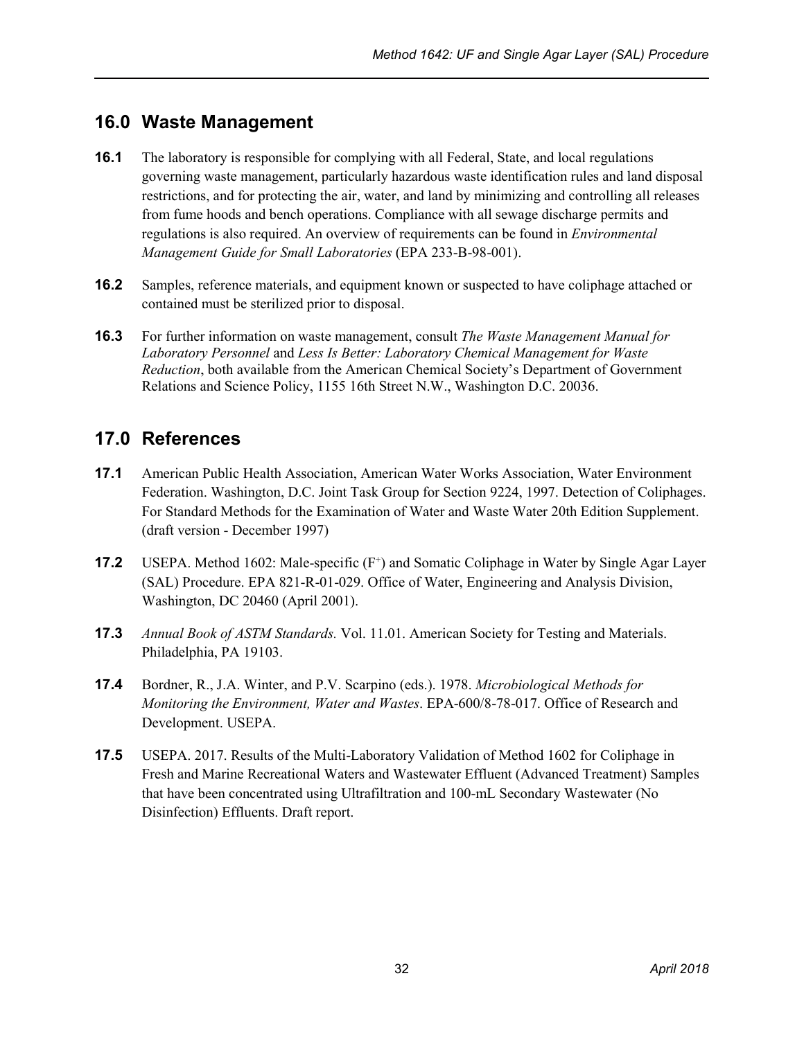## 16.0 Waste Management

**16.1** The laboratory is responsible for complying with all Federal, State, and local regulations governing waste management, particularly hazardous waste identification rules and land disposal restrictions, and for protecting the air, water, and land by minimizing and controlling all releases from fume hoods and bench operations. Compliance with all sewage discharge permits and regulations is also required. An overview of requirements can be found in *Environmental Management Guide for Small Laboratories* (EPA 233-B-98-001).

**16.2** Samples, reference materials, and equipment known or suspected to have coliphage attached or contained must be sterilized prior to disposal.

**16.3** For further information on waste management, consult *The Waste Management Manual for Laboratory Personnel* and *Less Is Better: Laboratory Chemical Management for Waste Reduction*, both available from the American Chemical Society's Department of Government Relations and Science Policy, 1155 16th Street N.W., Washington D.C. 20036.

## 17.0 References

**17.1** American Public Health Association, American Water Works Association, Water Environment Federation. Washington, D.C. Joint Task Group for Section 9224, 1997. Detection of Coliphages. For Standard Methods for the Examination of Water and Waste Water 20th Edition Supplement. (draft version - December 1997)

**17.2** USEPA. Method 1602: Male-specific ($F^+$) and Somatic Coliphage in Water by Single Agar Layer (SAL) Procedure. EPA 821-R-01-029. Office of Water, Engineering and Analysis Division, Washington, DC 20460 (April 2001).

**17.3** *Annual Book of ASTM Standards.* Vol. 11.01. American Society for Testing and Materials. Philadelphia, PA 19103.

**17.4** Bordner, R., J.A. Winter, and P.V. Scarpino (eds.). 1978. *Microbiological Methods for Monitoring the Environment, Water and Wastes*. EPA-600/8-78-017. Office of Research and Development. USEPA.

**17.5** USEPA. 2017. Results of the Multi-Laboratory Validation of Method 1602 for Coliphage in Fresh and Marine Recreational Waters and Wastewater Effluent (Advanced Treatment) Samples that have been concentrated using Ultrafiltration and 100-mL Secondary Wastewater (No Disinfection) Effluents. Draft report.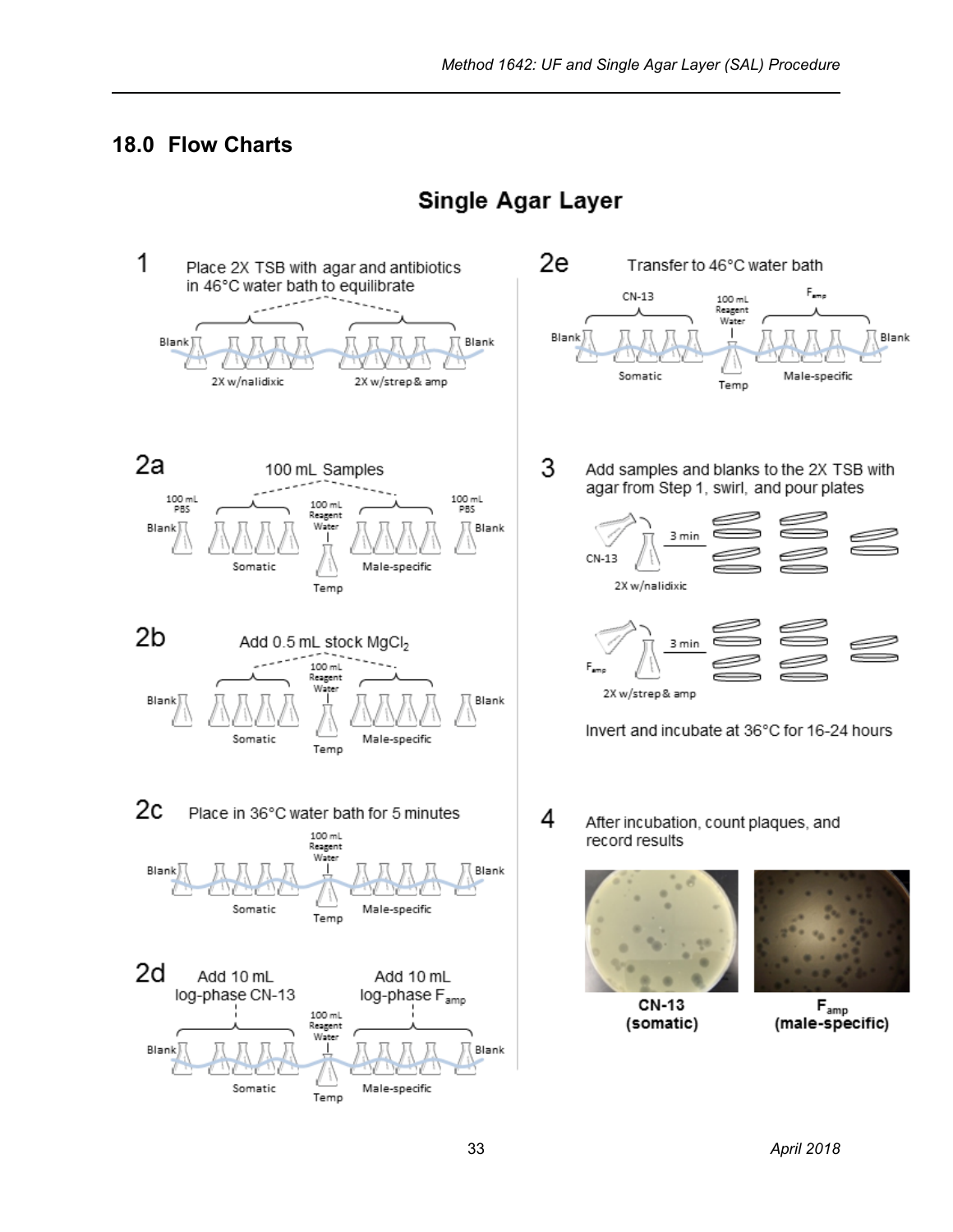## 18.0 Flow Charts

### Single Agar Layer

**1** Place 2X TSB with agar and antibiotics in 46°C water bath to equilibrate

Blank — 2X w/nalidixic — 2X w/strep & amp — Blank

**2a** 100 mL Samples

100 mL PBS Blank — Somatic — 100 mL Reagent Water Temp — Male-specific — 100 mL PBS Blank

**2b** Add 0.5 mL stock $MgCl_2$

Blank — Somatic — 100 mL Reagent Water Temp — Male-specific — Blank

**2c** Place in 36°C water bath for 5 minutes

Blank — Somatic — 100 mL Reagent Water Temp — Male-specific — Blank

**2d** Add 10 mL log-phase CN-13 — Add 10 mL log-phase $F_{amp}$

Blank — Somatic — 100 mL Reagent Water Temp — Male-specific — Blank

**2e** Transfer to 46°C water bath

CN-13 — 100 mL Reagent Water — $F_{amp}$

Blank — Somatic — Temp — Male-specific — Blank

**3** Add samples and blanks to the 2X TSB with agar from Step 1, swirl, and pour plates

CN-13 → 2X w/nalidixic — 3 min

$F_{amp}$ → 2X w/strep & amp — 3 min

Invert and incubate at 36°C for 16-24 hours

**4** After incubation, count plaques, and record results

**CN-13 (somatic)** — **$F_{amp}$ (male-specific)**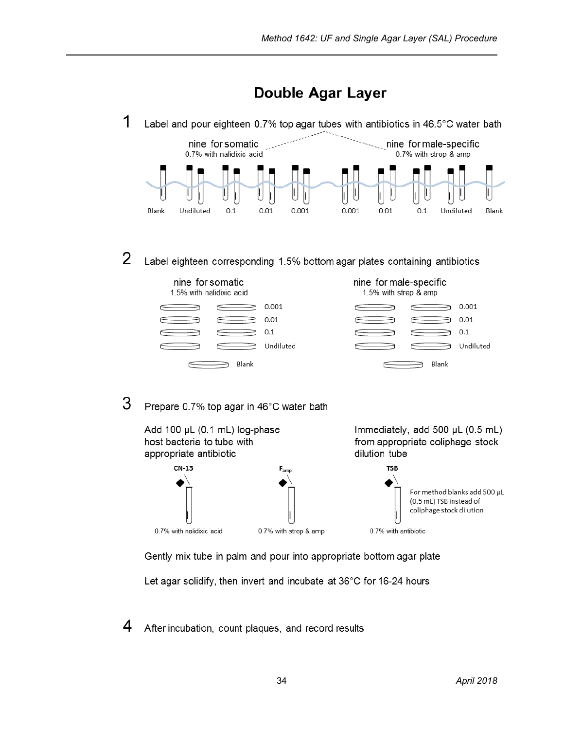# Double Agar Layer

1 Label and pour eighteen 0.7% top agar tubes with antibiotics in 46.5°C water bath

nine for somatic
0.7% with nalidixic acid

nine for male-specific
0.7% with strep & amp

Blank Undiluted 0.1 0.01 0.001 0.001 0.01 0.1 Undiluted Blank

2 Label eighteen corresponding 1.5% bottom agar plates containing antibiotics

nine for somatic
1.5% with nalidixic acid

0.001
0.01
0.1
Undiluted
Blank

nine for male-specific
1.5% with strep & amp

0.001
0.01
0.1
Undiluted
Blank

3 Prepare 0.7% top agar in 46°C water bath

Add 100 µL (0.1 mL) log-phase host bacteria to tube with appropriate antibiotic

Immediately, add 500 µL (0.5 mL) from appropriate coliphage stock dilution tube

CN-13
0.7% with nalidixic acid

$F_{amp}$
0.7% with strep & amp

TSB
0.7% with antibiotic

For method blanks add 500 µL (0.5 mL) TSB instead of coliphage stock dilution

Gently mix tube in palm and pour into appropriate bottom agar plate

Let agar solidify, then invert and incubate at 36°C for 16-24 hours

4 After incubation, count plaques, and record results